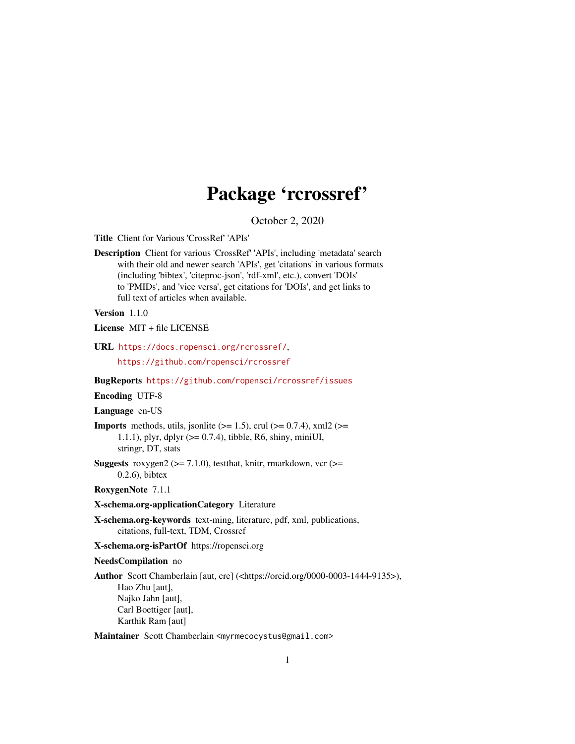# Package 'rcrossref'

October 2, 2020

**Title** Client for Various 'CrossRef' 'APIs'

**Description** Client for various 'CrossRef' 'APIs', including 'metadata' search with their old and newer search 'APIs', get 'citations' in various formats (including 'bibtex', 'citeproc-json', 'rdf-xml', etc.), convert 'DOIs' to 'PMIDs', and 'vice versa', get citations for 'DOIs', and get links to full text of articles when available.

**Version** 1.1.0

**License** MIT + file LICENSE

**URL** https://docs.ropensci.org/rcrossref/, https://github.com/ropensci/rcrossref

**BugReports** https://github.com/ropensci/rcrossref/issues

**Encoding** UTF-8

**Language** en-US

**Imports** methods, utils, jsonlite (>= 1.5), crul (>= 0.7.4), xml2 (>= 1.1.1), plyr, dplyr (>= 0.7.4), tibble, R6, shiny, miniUI, stringr, DT, stats

**Suggests** roxygen2 (>= 7.1.0), testthat, knitr, rmarkdown, vcr (>= 0.2.6), bibtex

**RoxygenNote** 7.1.1

**X-schema.org-applicationCategory** Literature

**X-schema.org-keywords** text-ming, literature, pdf, xml, publications, citations, full-text, TDM, Crossref

**X-schema.org-isPartOf** https://ropensci.org

**NeedsCompilation** no

**Author** Scott Chamberlain [aut, cre] (<https://orcid.org/0000-0003-1444-9135>), Hao Zhu [aut], Najko Jahn [aut], Carl Boettiger [aut], Karthik Ram [aut]

**Maintainer** Scott Chamberlain <myrmecocystus@gmail.com>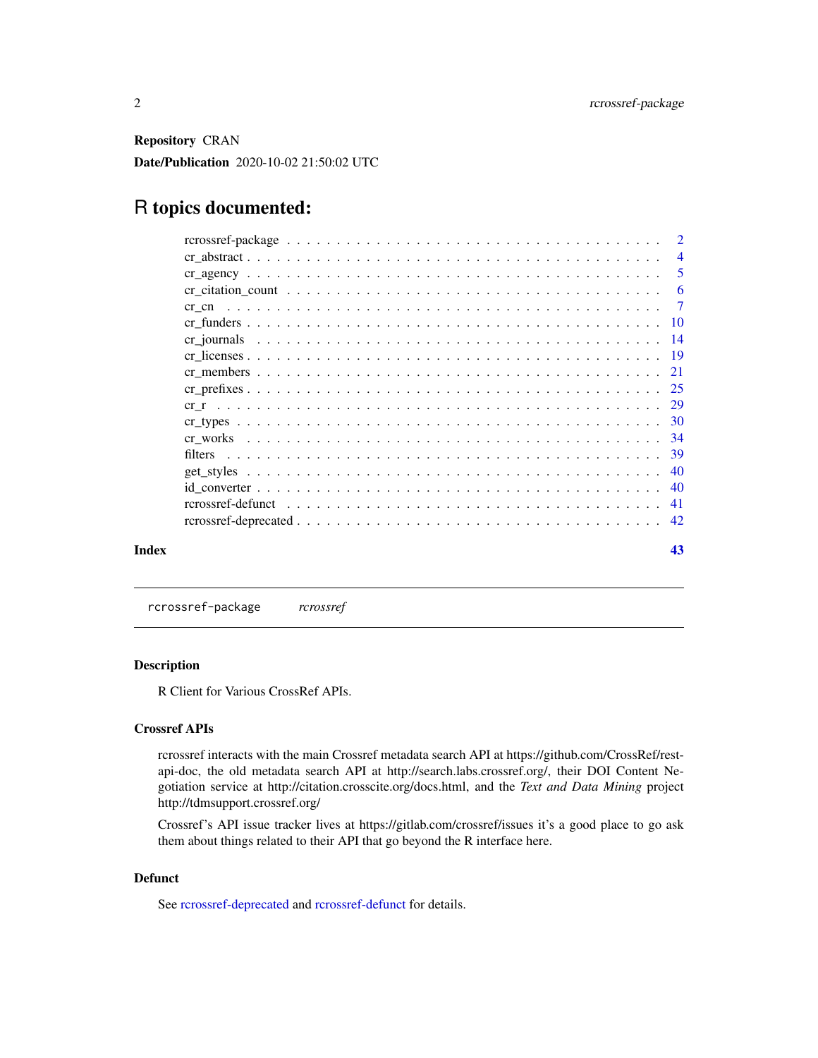**Repository** CRAN

**Date/Publication** 2020-10-02 21:50:02 UTC

# R topics documented:

| | |
|---|---|
| rcrossref-package | 2 |
| cr_abstract | 4 |
| cr_agency | 5 |
| cr_citation_count | 6 |
| cr_cn | 7 |
| cr_funders | 10 |
| cr_journals | 14 |
| cr_licenses | 19 |
| cr_members | 21 |
| cr_prefixes | 25 |
| cr_r | 29 |
| cr_types | 30 |
| cr_works | 34 |
| filters | 39 |
| get_styles | 40 |
| id_converter | 40 |
| rcrossref-defunct | 41 |
| rcrossref-deprecated | 42 |

**Index** 43

---

rcrossref-package *rcrossref*

---

### Description

R Client for Various CrossRef APIs.

### Crossref APIs

rcrossref interacts with the main Crossref metadata search API at https://github.com/CrossRef/rest-api-doc, the old metadata search API at http://search.labs.crossref.org/, their DOI Content Negotiation service at http://citation.crosscite.org/docs.html, and the *Text and Data Mining* project http://tdmsupport.crossref.org/

Crossref's API issue tracker lives at https://gitlab.com/crossref/issues it's a good place to go ask them about things related to their API that go beyond the R interface here.

### Defunct

See rcrossref-deprecated and rcrossref-defunct for details.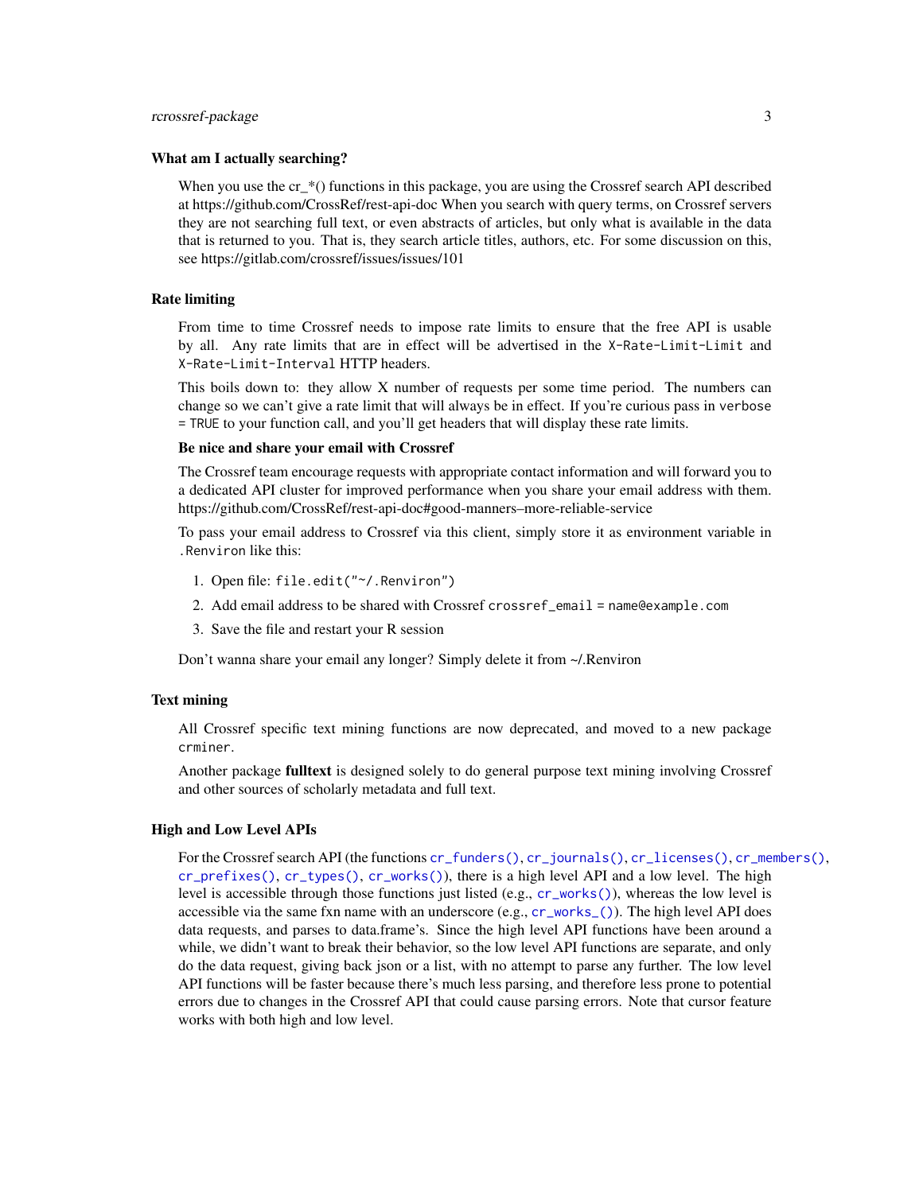### What am I actually searching?

When you use the cr_*() functions in this package, you are using the Crossref search API described at https://github.com/CrossRef/rest-api-doc When you search with query terms, on Crossref servers they are not searching full text, or even abstracts of articles, but only what is available in the data that is returned to you. That is, they search article titles, authors, etc. For some discussion on this, see https://gitlab.com/crossref/issues/issues/101

### Rate limiting

From time to time Crossref needs to impose rate limits to ensure that the free API is usable by all. Any rate limits that are in effect will be advertised in the `X-Rate-Limit-Limit` and `X-Rate-Limit-Interval` HTTP headers.

This boils down to: they allow X number of requests per some time period. The numbers can change so we can't give a rate limit that will always be in effect. If you're curious pass in `verbose = TRUE` to your function call, and you'll get headers that will display these rate limits.

#### Be nice and share your email with Crossref

The Crossref team encourage requests with appropriate contact information and will forward you to a dedicated API cluster for improved performance when you share your email address with them. https://github.com/CrossRef/rest-api-doc#good-manners–more-reliable-service

To pass your email address to Crossref via this client, simply store it as environment variable in `.Renviron` like this:

1. Open file: `file.edit("~/.Renviron")`
2. Add email address to be shared with Crossref `crossref_email = name@example.com`
3. Save the file and restart your R session

Don't wanna share your email any longer? Simply delete it from ~/.Renviron

### Text mining

All Crossref specific text mining functions are now deprecated, and moved to a new package `crminer`.

Another package **fulltext** is designed solely to do general purpose text mining involving Crossref and other sources of scholarly metadata and full text.

### High and Low Level APIs

For the Crossref search API (the functions `cr_funders()`, `cr_journals()`, `cr_licenses()`, `cr_members()`, `cr_prefixes()`, `cr_types()`, `cr_works()`), there is a high level API and a low level. The high level is accessible through those functions just listed (e.g., `cr_works()`), whereas the low level is accessible via the same fxn name with an underscore (e.g., `cr_works_()`). The high level API does data requests, and parses to data.frame's. Since the high level API functions have been around a while, we didn't want to break their behavior, so the low level API functions are separate, and only do the data request, giving back json or a list, with no attempt to parse any further. The low level API functions will be faster because there's much less parsing, and therefore less prone to potential errors due to changes in the Crossref API that could cause parsing errors. Note that cursor feature works with both high and low level.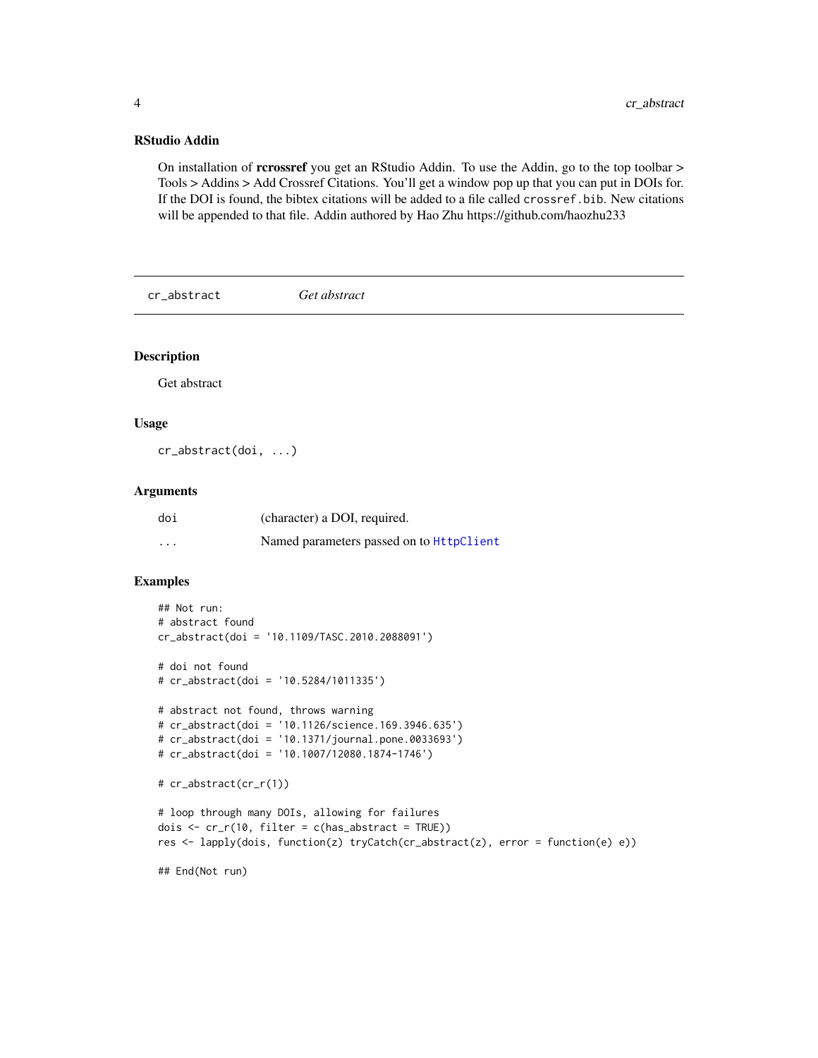### RStudio Addin

On installation of **rcrossref** you get an RStudio Addin. To use the Addin, go to the top toolbar > Tools > Addins > Add Crossref Citations. You'll get a window pop up that you can put in DOIs for. If the DOI is found, the bibtex citations will be added to a file called `crossref.bib`. New citations will be appended to that file. Addin authored by Hao Zhu https://github.com/haozhu233

---

## cr_abstract *Get abstract*

---

### Description

Get abstract

### Usage

```
cr_abstract(doi, ...)
```

### Arguments

| | |
|---|---|
| doi | (character) a DOI, required. |
| ... | Named parameters passed on to `HttpClient` |

### Examples

```
## Not run:
# abstract found
cr_abstract(doi = '10.1109/TASC.2010.2088091')

# doi not found
# cr_abstract(doi = '10.5284/1011335')

# abstract not found, throws warning
# cr_abstract(doi = '10.1126/science.169.3946.635')
# cr_abstract(doi = '10.1371/journal.pone.0033693')
# cr_abstract(doi = '10.1007/12080.1874-1746')

# cr_abstract(cr_r(1))

# loop through many DOIs, allowing for failures
dois <- cr_r(10, filter = c(has_abstract = TRUE))
res <- lapply(dois, function(z) tryCatch(cr_abstract(z), error = function(e) e))

## End(Not run)
```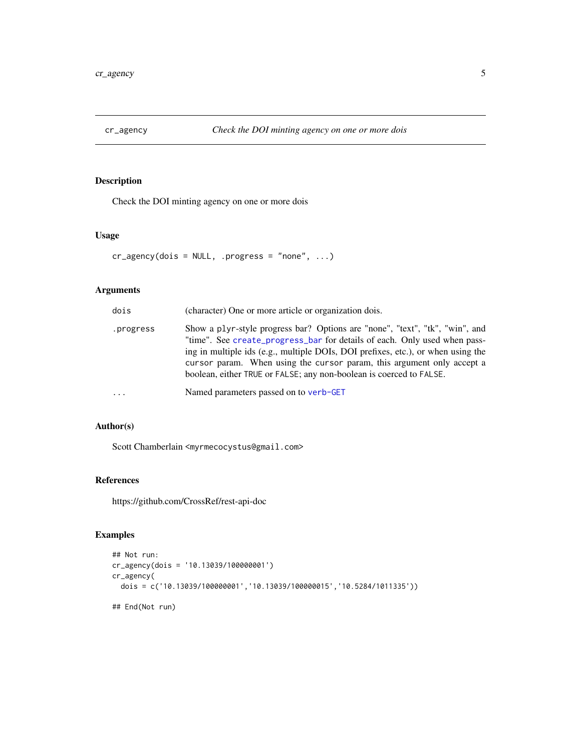# cr_agency — *Check the DOI minting agency on one or more dois*

## Description

Check the DOI minting agency on one or more dois

## Usage

```
cr_agency(dois = NULL, .progress = "none", ...)
```

## Arguments

| | |
|---|---|
| `dois` | (character) One or more article or organization dois. |
| `.progress` | Show a plyr-style progress bar? Options are "none", "text", "tk", "win", and "time". See `create_progress_bar` for details of each. Only used when passing in multiple ids (e.g., multiple DOIs, DOI prefixes, etc.), or when using the `cursor` param. When using the `cursor` param, this argument only accept a boolean, either `TRUE` or `FALSE`; any non-boolean is coerced to `FALSE`. |
| `...` | Named parameters passed on to `verb-GET` |

## Author(s)

Scott Chamberlain <myrmecocystus@gmail.com>

## References

https://github.com/CrossRef/rest-api-doc

## Examples

```
## Not run:
cr_agency(dois = '10.13039/100000001')
cr_agency(
  dois = c('10.13039/100000001','10.13039/100000015','10.5284/1011335'))

## End(Not run)
```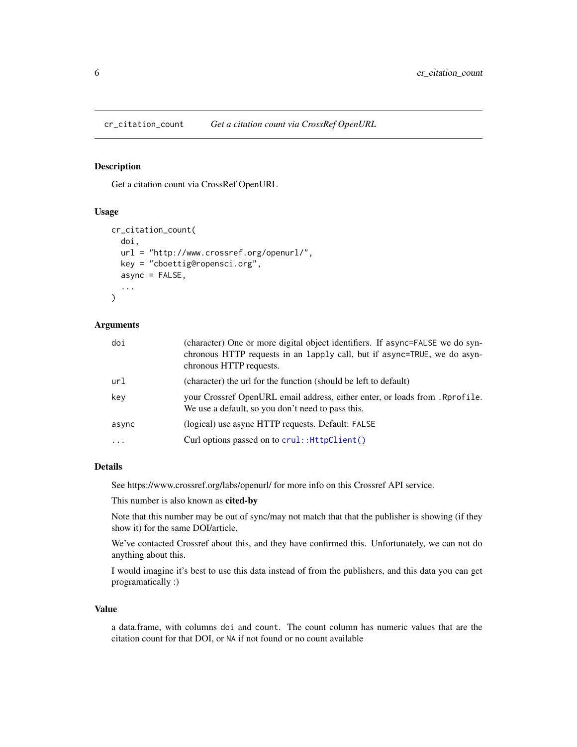## cr_citation_count — *Get a citation count via CrossRef OpenURL*

### Description

Get a citation count via CrossRef OpenURL

### Usage

```
cr_citation_count(
  doi,
  url = "http://www.crossref.org/openurl/",
  key = "cboettig@ropensci.org",
  async = FALSE,
  ...
)
```

### Arguments

| | |
|---|---|
| `doi` | (character) One or more digital object identifiers. If `async=FALSE` we do synchronous HTTP requests in an `lapply` call, but if `async=TRUE`, we do asynchronous HTTP requests. |
| `url` | (character) the url for the function (should be left to default) |
| `key` | your Crossref OpenURL email address, either enter, or loads from `.Rprofile`. We use a default, so you don't need to pass this. |
| `async` | (logical) use async HTTP requests. Default: `FALSE` |
| `...` | Curl options passed on to `crul::HttpClient()` |

### Details

See https://www.crossref.org/labs/openurl/ for more info on this Crossref API service.

This number is also known as **cited-by**

Note that this number may be out of sync/may not match that that the publisher is showing (if they show it) for the same DOI/article.

We've contacted Crossref about this, and they have confirmed this. Unfortunately, we can not do anything about this.

I would imagine it's best to use this data instead of from the publishers, and this data you can get programatically :)

### Value

a data.frame, with columns `doi` and `count`. The count column has numeric values that are the citation count for that DOI, or `NA` if not found or no count available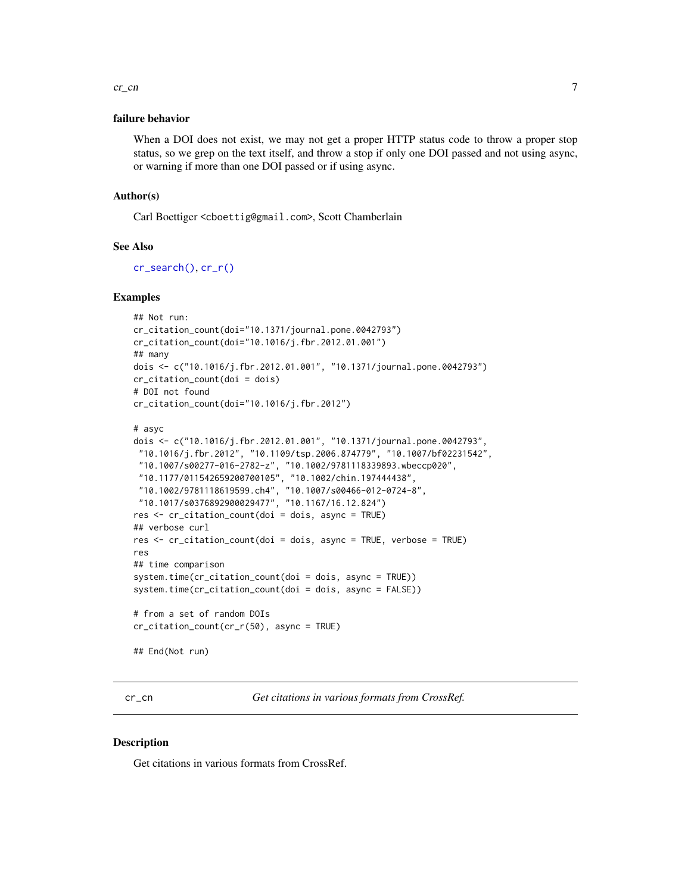### failure behavior

When a DOI does not exist, we may not get a proper HTTP status code to throw a proper stop status, so we grep on the text itself, and throw a stop if only one DOI passed and not using async, or warning if more than one DOI passed or if using async.

### Author(s)

Carl Boettiger <cboettig@gmail.com>, Scott Chamberlain

### See Also

cr_search(), cr_r()

### Examples

```
## Not run:
cr_citation_count(doi="10.1371/journal.pone.0042793")
cr_citation_count(doi="10.1016/j.fbr.2012.01.001")
## many
dois <- c("10.1016/j.fbr.2012.01.001", "10.1371/journal.pone.0042793")
cr_citation_count(doi = dois)
# DOI not found
cr_citation_count(doi="10.1016/j.fbr.2012")

# asyc
dois <- c("10.1016/j.fbr.2012.01.001", "10.1371/journal.pone.0042793",
 "10.1016/j.fbr.2012", "10.1109/tsp.2006.874779", "10.1007/bf02231542",
 "10.1007/s00277-016-2782-z", "10.1002/9781118339893.wbeccp020",
 "10.1177/011542659200700105", "10.1002/chin.197444438",
 "10.1002/9781118619599.ch4", "10.1007/s00466-012-0724-8",
 "10.1017/s0376892900029477", "10.1167/16.12.824")
res <- cr_citation_count(doi = dois, async = TRUE)
## verbose curl
res <- cr_citation_count(doi = dois, async = TRUE, verbose = TRUE)
res
## time comparison
system.time(cr_citation_count(doi = dois, async = TRUE))
system.time(cr_citation_count(doi = dois, async = FALSE))

# from a set of random DOIs
cr_citation_count(cr_r(50), async = TRUE)

## End(Not run)
```

---

## cr_cn — *Get citations in various formats from CrossRef.*

### Description

Get citations in various formats from CrossRef.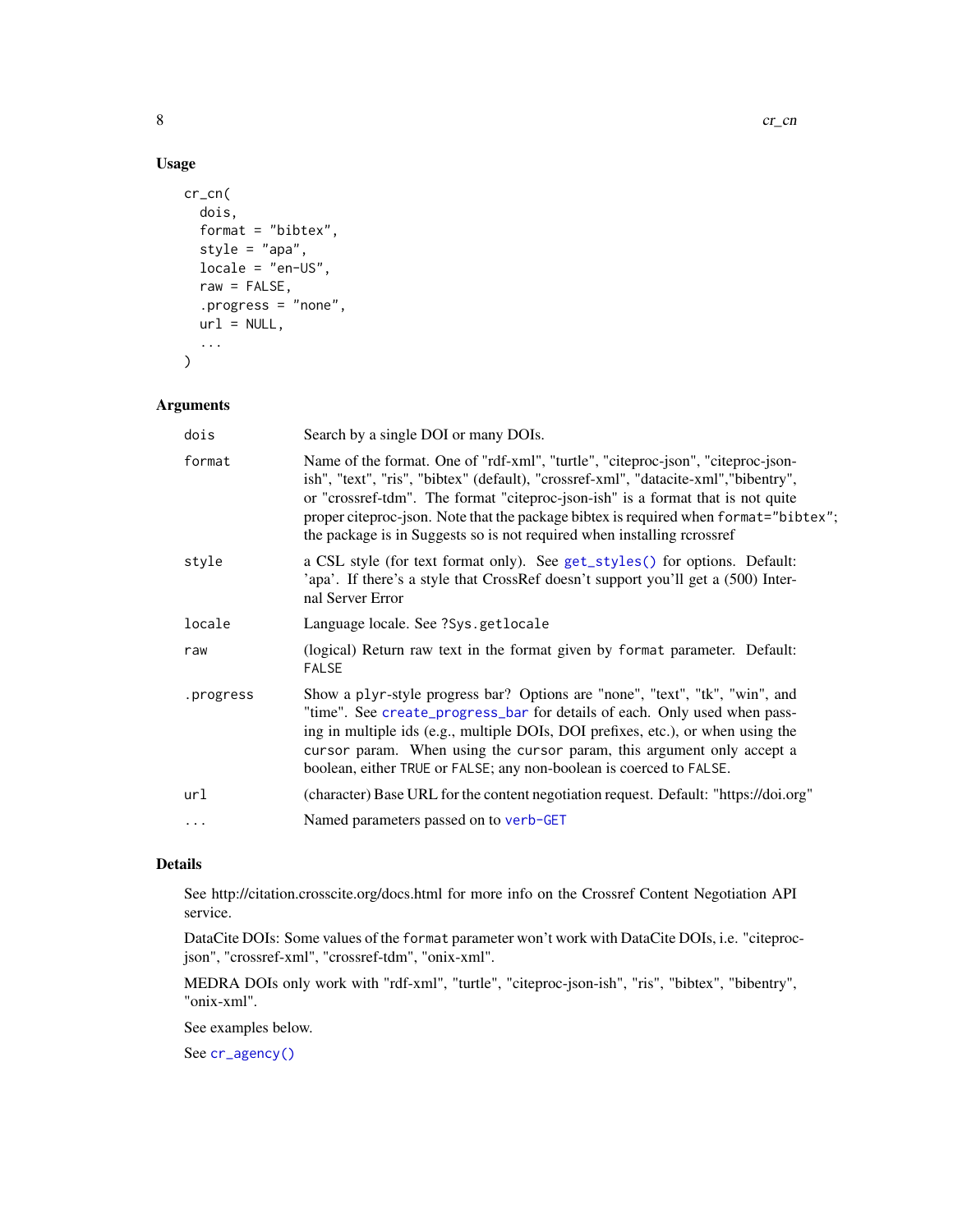## Usage

```
cr_cn(
  dois,
  format = "bibtex",
  style = "apa",
  locale = "en-US",
  raw = FALSE,
  .progress = "none",
  url = NULL,
  ...
)
```

## Arguments

| | |
|---|---|
| `dois` | Search by a single DOI or many DOIs. |
| `format` | Name of the format. One of "rdf-xml", "turtle", "citeproc-json", "citeproc-json-ish", "text", "ris", "bibtex" (default), "crossref-xml", "datacite-xml","bibentry", or "crossref-tdm". The format "citeproc-json-ish" is a format that is not quite proper citeproc-json. Note that the package bibtex is required when `format="bibtex"`; the package is in Suggests so is not required when installing rcrossref |
| `style` | a CSL style (for text format only). See `get_styles()` for options. Default: 'apa'. If there's a style that CrossRef doesn't support you'll get a (500) Internal Server Error |
| `locale` | Language locale. See `?Sys.getlocale` |
| `raw` | (logical) Return raw text in the format given by `format` parameter. Default: `FALSE` |
| `.progress` | Show a `plyr`-style progress bar? Options are "none", "text", "tk", "win", and "time". See `create_progress_bar` for details of each. Only used when passing in multiple ids (e.g., multiple DOIs, DOI prefixes, etc.), or when using the `cursor` param. When using the `cursor` param, this argument only accept a boolean, either `TRUE` or `FALSE`; any non-boolean is coerced to `FALSE`. |
| `url` | (character) Base URL for the content negotiation request. Default: "https://doi.org" |
| `...` | Named parameters passed on to `verb-GET` |

## Details

See http://citation.crosscite.org/docs.html for more info on the Crossref Content Negotiation API service.

DataCite DOIs: Some values of the `format` parameter won't work with DataCite DOIs, i.e. "citeproc-json", "crossref-xml", "crossref-tdm", "onix-xml".

MEDRA DOIs only work with "rdf-xml", "turtle", "citeproc-json-ish", "ris", "bibtex", "bibentry", "onix-xml".

See examples below.

See `cr_agency()`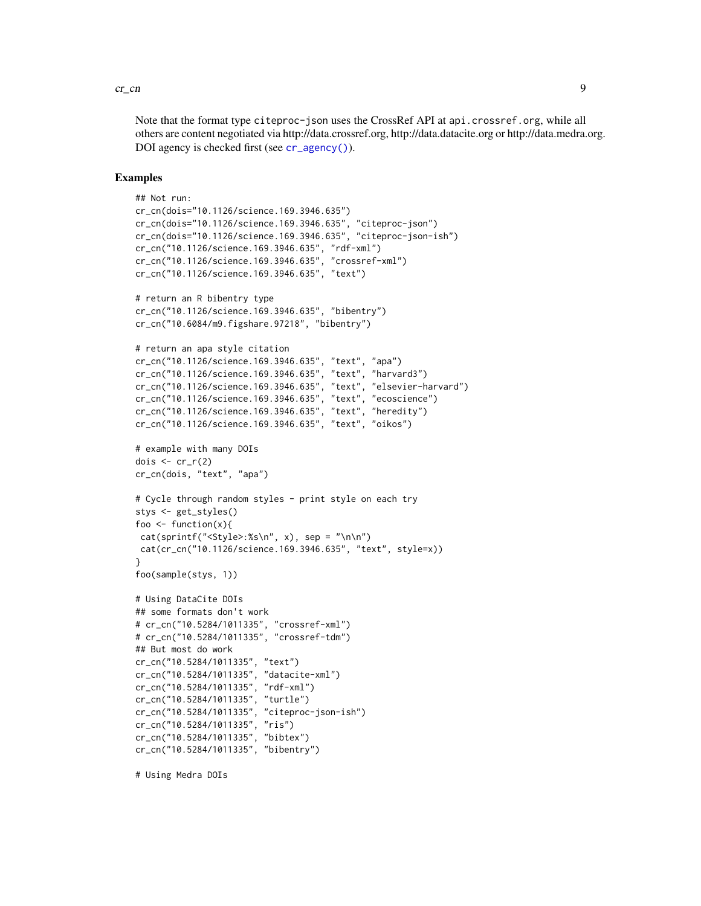Note that the format type `citeproc-json` uses the CrossRef API at `api.crossref.org`, while all others are content negotiated via http://data.crossref.org, http://data.datacite.org or http://data.medra.org. DOI agency is checked first (see `cr_agency()`).

## Examples

```
## Not run:
cr_cn(dois="10.1126/science.169.3946.635")
cr_cn(dois="10.1126/science.169.3946.635", "citeproc-json")
cr_cn(dois="10.1126/science.169.3946.635", "citeproc-json-ish")
cr_cn("10.1126/science.169.3946.635", "rdf-xml")
cr_cn("10.1126/science.169.3946.635", "crossref-xml")
cr_cn("10.1126/science.169.3946.635", "text")

# return an R bibentry type
cr_cn("10.1126/science.169.3946.635", "bibentry")
cr_cn("10.6084/m9.figshare.97218", "bibentry")

# return an apa style citation
cr_cn("10.1126/science.169.3946.635", "text", "apa")
cr_cn("10.1126/science.169.3946.635", "text", "harvard3")
cr_cn("10.1126/science.169.3946.635", "text", "elsevier-harvard")
cr_cn("10.1126/science.169.3946.635", "text", "ecoscience")
cr_cn("10.1126/science.169.3946.635", "text", "heredity")
cr_cn("10.1126/science.169.3946.635", "text", "oikos")

# example with many DOIs
dois <- cr_r(2)
cr_cn(dois, "text", "apa")

# Cycle through random styles - print style on each try
stys <- get_styles()
foo <- function(x){
 cat(sprintf("<Style>:%s\n", x), sep = "\n\n")
 cat(cr_cn("10.1126/science.169.3946.635", "text", style=x))
}
foo(sample(stys, 1))

# Using DataCite DOIs
## some formats don't work
# cr_cn("10.5284/1011335", "crossref-xml")
# cr_cn("10.5284/1011335", "crossref-tdm")
## But most do work
cr_cn("10.5284/1011335", "text")
cr_cn("10.5284/1011335", "datacite-xml")
cr_cn("10.5284/1011335", "rdf-xml")
cr_cn("10.5284/1011335", "turtle")
cr_cn("10.5284/1011335", "citeproc-json-ish")
cr_cn("10.5284/1011335", "ris")
cr_cn("10.5284/1011335", "bibtex")
cr_cn("10.5284/1011335", "bibentry")

# Using Medra DOIs
```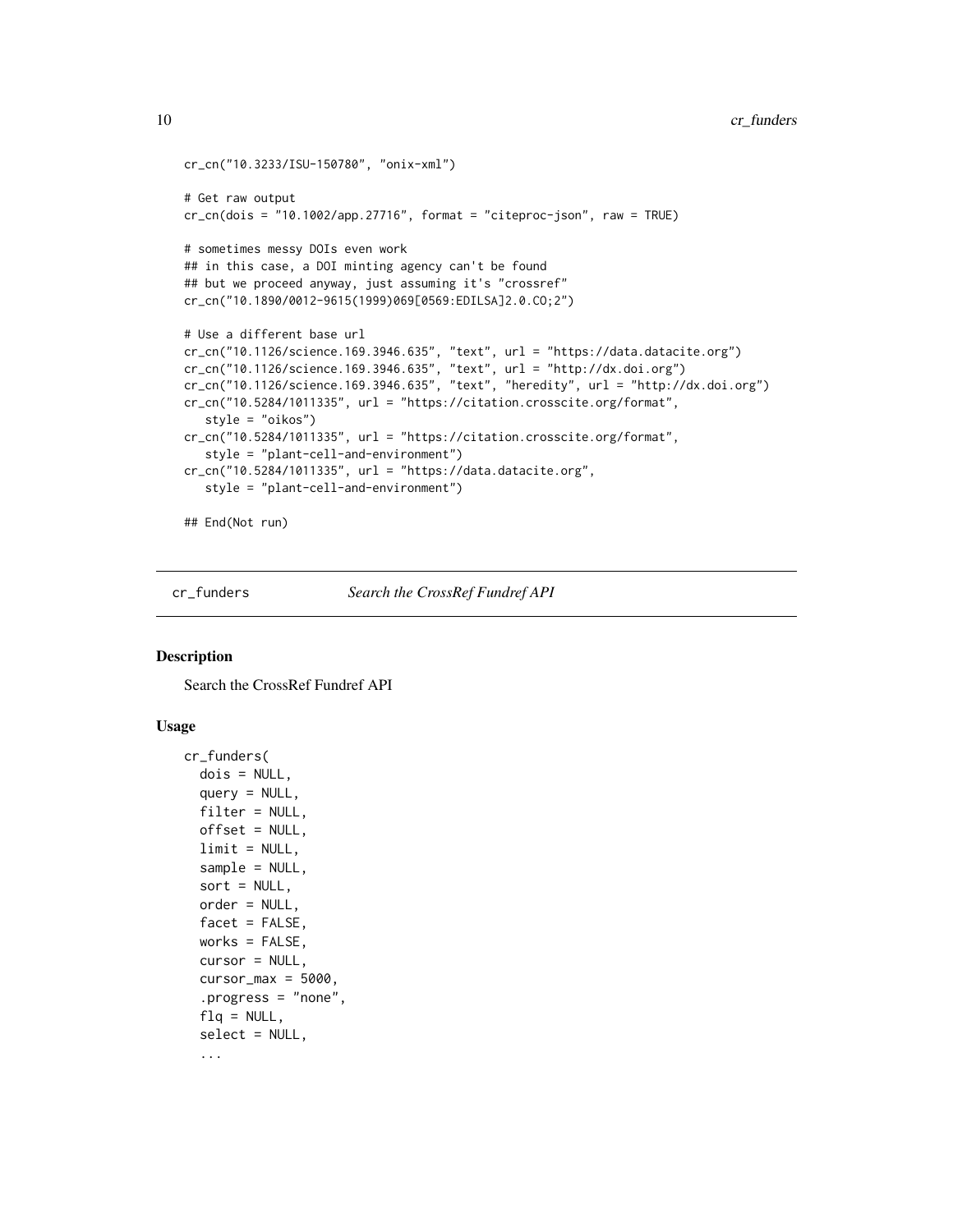```
cr_cn("10.3233/ISU-150780", "onix-xml")

# Get raw output
cr_cn(dois = "10.1002/app.27716", format = "citeproc-json", raw = TRUE)

# sometimes messy DOIs even work
## in this case, a DOI minting agency can't be found
## but we proceed anyway, just assuming it's "crossref"
cr_cn("10.1890/0012-9615(1999)069[0569:EDILSA]2.0.CO;2")

# Use a different base url
cr_cn("10.1126/science.169.3946.635", "text", url = "https://data.datacite.org")
cr_cn("10.1126/science.169.3946.635", "text", url = "http://dx.doi.org")
cr_cn("10.1126/science.169.3946.635", "text", "heredity", url = "http://dx.doi.org")
cr_cn("10.5284/1011335", url = "https://citation.crosscite.org/format",
   style = "oikos")
cr_cn("10.5284/1011335", url = "https://citation.crosscite.org/format",
   style = "plant-cell-and-environment")
cr_cn("10.5284/1011335", url = "https://data.datacite.org",
   style = "plant-cell-and-environment")

## End(Not run)
```

## cr_funders    *Search the CrossRef Fundref API*

### Description

Search the CrossRef Fundref API

### Usage

```
cr_funders(
  dois = NULL,
  query = NULL,
  filter = NULL,
  offset = NULL,
  limit = NULL,
  sample = NULL,
  sort = NULL,
  order = NULL,
  facet = FALSE,
  works = FALSE,
  cursor = NULL,
  cursor_max = 5000,
  .progress = "none",
  flq = NULL,
  select = NULL,
  ...
```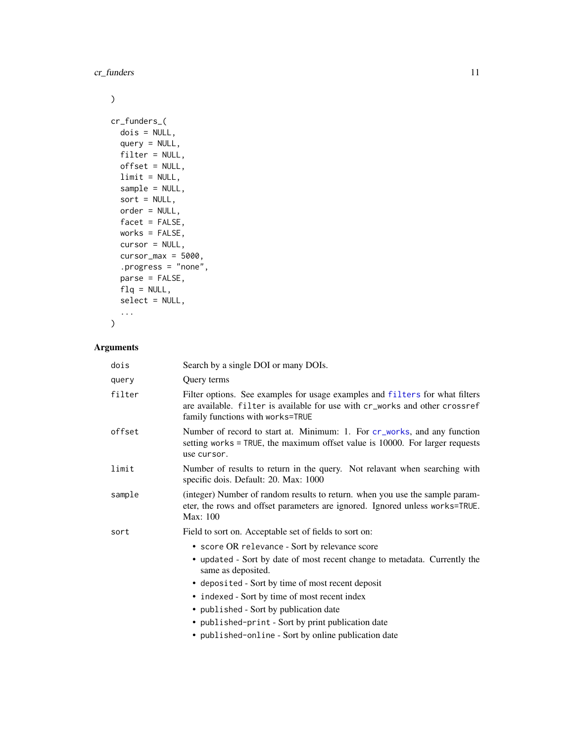```
)

cr_funders_(
  dois = NULL,
  query = NULL,
  filter = NULL,
  offset = NULL,
  limit = NULL,
  sample = NULL,
  sort = NULL,
  order = NULL,
  facet = FALSE,
  works = FALSE,
  cursor = NULL,
  cursor_max = 5000,
  .progress = "none",
  parse = FALSE,
  flq = NULL,
  select = NULL,
  ...
)
```

## Arguments

| | |
|---|---|
| `dois` | Search by a single DOI or many DOIs. |
| `query` | Query terms |
| `filter` | Filter options. See examples for usage examples and `filters` for what filters are available. `filter` is available for use with `cr_works` and other `crossref` family functions with `works=TRUE` |
| `offset` | Number of record to start at. Minimum: 1. For `cr_works`, and any function setting `works = TRUE`, the maximum offset value is 10000. For larger requests use `cursor`. |
| `limit` | Number of results to return in the query. Not relavant when searching with specific dois. Default: 20. Max: 1000 |
| `sample` | (integer) Number of random results to return. when you use the sample parameter, the rows and offset parameters are ignored. Ignored unless `works=TRUE`. Max: 100 |
| `sort` | Field to sort on. Acceptable set of fields to sort on: <br>• `score OR relevance` - Sort by relevance score <br>• `updated` - Sort by date of most recent change to metadata. Currently the same as deposited. <br>• `deposited` - Sort by time of most recent deposit <br>• `indexed` - Sort by time of most recent index <br>• `published` - Sort by publication date <br>• `published-print` - Sort by print publication date <br>• `published-online` - Sort by online publication date |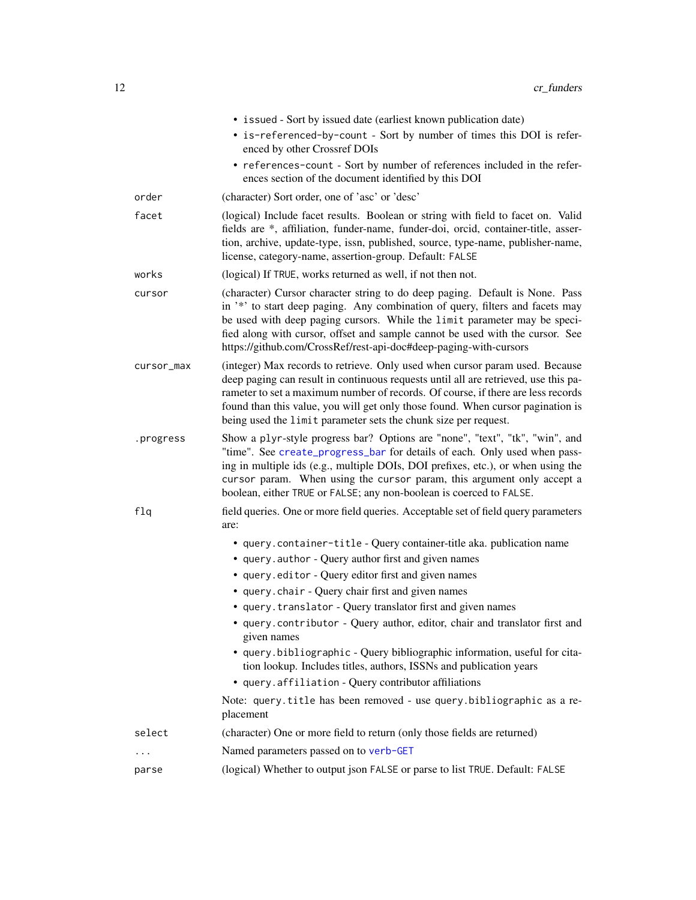- `issued` - Sort by issued date (earliest known publication date)
- `is-referenced-by-count` - Sort by number of times this DOI is referenced by other Crossref DOIs
- `references-count` - Sort by number of references included in the references section of the document identified by this DOI

`order`
: (character) Sort order, one of 'asc' or 'desc'

`facet`
: (logical) Include facet results. Boolean or string with field to facet on. Valid fields are *, affiliation, funder-name, funder-doi, orcid, container-title, assertion, archive, update-type, issn, published, source, type-name, publisher-name, license, category-name, assertion-group. Default: `FALSE`

`works`
: (logical) If `TRUE`, works returned as well, if not then not.

`cursor`
: (character) Cursor character string to do deep paging. Default is None. Pass in '*' to start deep paging. Any combination of query, filters and facets may be used with deep paging cursors. While the `limit` parameter may be specified along with cursor, offset and sample cannot be used with the cursor. See https://github.com/CrossRef/rest-api-doc#deep-paging-with-cursors

`cursor_max`
: (integer) Max records to retrieve. Only used when cursor param used. Because deep paging can result in continuous requests until all are retrieved, use this parameter to set a maximum number of records. Of course, if there are less records found than this value, you will get only those found. When cursor pagination is being used the `limit` parameter sets the chunk size per request.

`.progress`
: Show a `plyr`-style progress bar? Options are "none", "text", "tk", "win", and "time". See `create_progress_bar` for details of each. Only used when passing in multiple ids (e.g., multiple DOIs, DOI prefixes, etc.), or when using the `cursor` param. When using the `cursor` param, this argument only accept a boolean, either `TRUE` or `FALSE`; any non-boolean is coerced to `FALSE`.

`flq`
: field queries. One or more field queries. Acceptable set of field query parameters are:

  - `query.container-title` - Query container-title aka. publication name
  - `query.author` - Query author first and given names
  - `query.editor` - Query editor first and given names
  - `query.chair` - Query chair first and given names
  - `query.translator` - Query translator first and given names
  - `query.contributor` - Query author, editor, chair and translator first and given names
  - `query.bibliographic` - Query bibliographic information, useful for citation lookup. Includes titles, authors, ISSNs and publication years
  - `query.affiliation` - Query contributor affiliations

  Note: `query.title` has been removed - use `query.bibliographic` as a replacement

`select`
: (character) One or more field to return (only those fields are returned)

`...`
: Named parameters passed on to `verb-GET`

`parse`
: (logical) Whether to output json `FALSE` or parse to list `TRUE`. Default: `FALSE`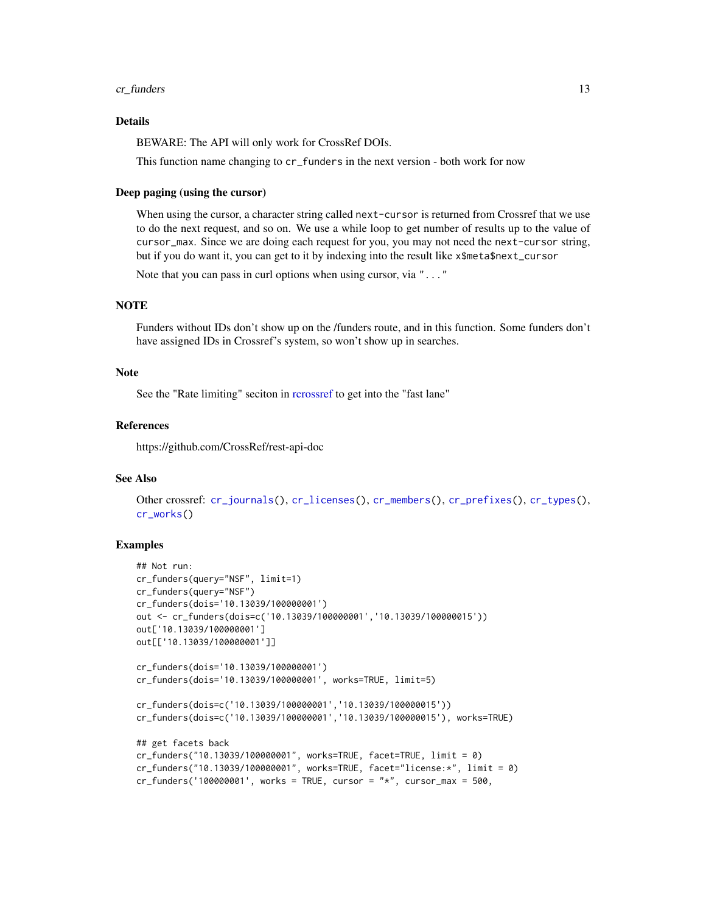### Details

BEWARE: The API will only work for CrossRef DOIs.

This function name changing to `cr_funders` in the next version - both work for now

### Deep paging (using the cursor)

When using the cursor, a character string called `next-cursor` is returned from Crossref that we use to do the next request, and so on. We use a while loop to get number of results up to the value of `cursor_max`. Since we are doing each request for you, you may not need the `next-cursor` string, but if you do want it, you can get to it by indexing into the result like `x$meta$next_cursor`

Note that you can pass in curl options when using cursor, via `"..."`

### NOTE

Funders without IDs don't show up on the /funders route, and in this function. Some funders don't have assigned IDs in Crossref's system, so won't show up in searches.

### Note

See the "Rate limiting" seciton in rcrossref to get into the "fast lane"

### References

https://github.com/CrossRef/rest-api-doc

### See Also

Other crossref: `cr_journals()`, `cr_licenses()`, `cr_members()`, `cr_prefixes()`, `cr_types()`, `cr_works()`

### Examples

```
## Not run:
cr_funders(query="NSF", limit=1)
cr_funders(query="NSF")
cr_funders(dois='10.13039/100000001')
out <- cr_funders(dois=c('10.13039/100000001','10.13039/100000015'))
out['10.13039/100000001']
out[['10.13039/100000001']]

cr_funders(dois='10.13039/100000001')
cr_funders(dois='10.13039/100000001', works=TRUE, limit=5)

cr_funders(dois=c('10.13039/100000001','10.13039/100000015'))
cr_funders(dois=c('10.13039/100000001','10.13039/100000015'), works=TRUE)

## get facets back
cr_funders("10.13039/100000001", works=TRUE, facet=TRUE, limit = 0)
cr_funders("10.13039/100000001", works=TRUE, facet="license:*", limit = 0)
cr_funders('100000001', works = TRUE, cursor = "*", cursor_max = 500,
```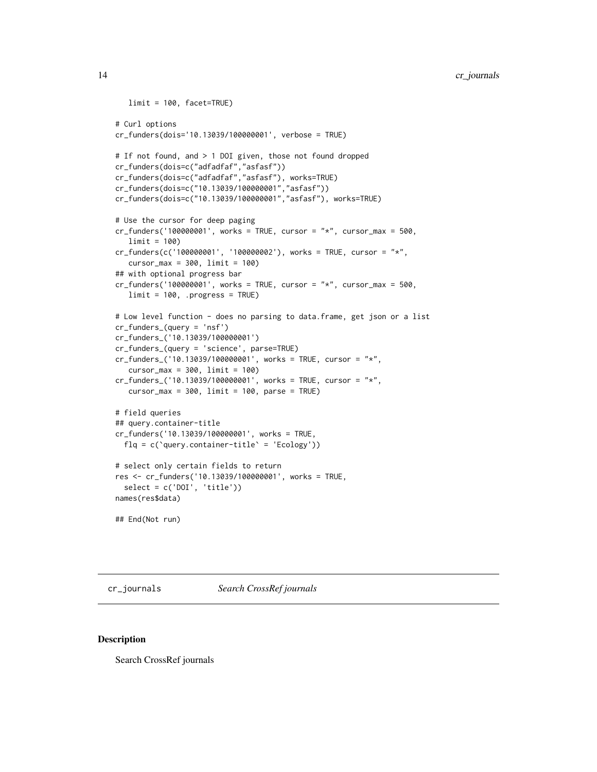```
   limit = 100, facet=TRUE)

# Curl options
cr_funders(dois='10.13039/100000001', verbose = TRUE)

# If not found, and > 1 DOI given, those not found dropped
cr_funders(dois=c("adfadfaf","asfasf"))
cr_funders(dois=c("adfadfaf","asfasf"), works=TRUE)
cr_funders(dois=c("10.13039/100000001","asfasf"))
cr_funders(dois=c("10.13039/100000001","asfasf"), works=TRUE)

# Use the cursor for deep paging
cr_funders('100000001', works = TRUE, cursor = "*", cursor_max = 500,
   limit = 100)
cr_funders(c('100000001', '100000002'), works = TRUE, cursor = "*",
   cursor_max = 300, limit = 100)
## with optional progress bar
cr_funders('100000001', works = TRUE, cursor = "*", cursor_max = 500,
   limit = 100, .progress = TRUE)

# Low level function - does no parsing to data.frame, get json or a list
cr_funders_(query = 'nsf')
cr_funders_('10.13039/100000001')
cr_funders_(query = 'science', parse=TRUE)
cr_funders_('10.13039/100000001', works = TRUE, cursor = "*",
   cursor_max = 300, limit = 100)
cr_funders_('10.13039/100000001', works = TRUE, cursor = "*",
   cursor_max = 300, limit = 100, parse = TRUE)

# field queries
## query.container-title
cr_funders('10.13039/100000001', works = TRUE,
  flq = c(`query.container-title` = 'Ecology'))

# select only certain fields to return
res <- cr_funders('10.13039/100000001', works = TRUE,
  select = c('DOI', 'title'))
names(res$data)

## End(Not run)
```

---

## cr_journals — *Search CrossRef journals*

### Description

Search CrossRef journals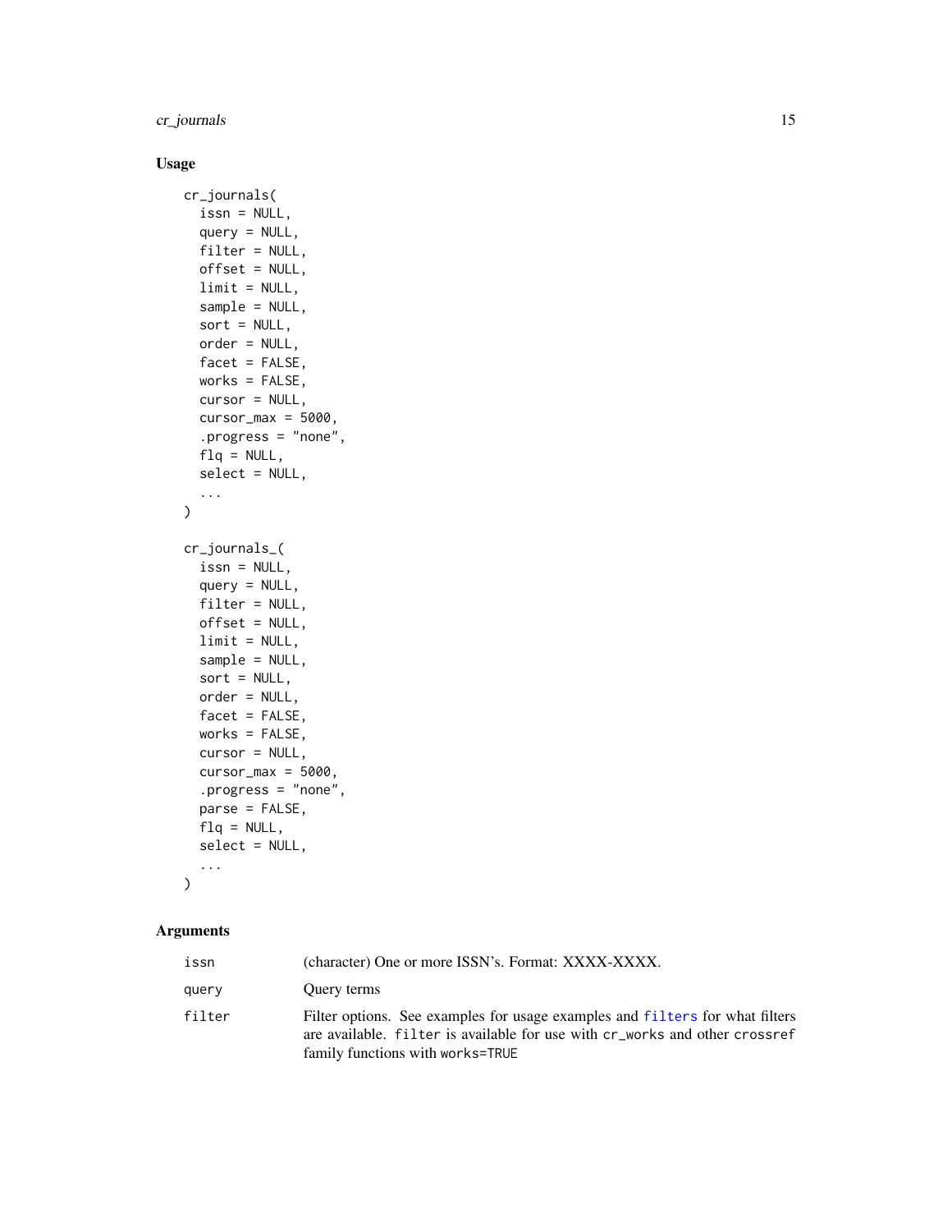### Usage

```
cr_journals(
  issn = NULL,
  query = NULL,
  filter = NULL,
  offset = NULL,
  limit = NULL,
  sample = NULL,
  sort = NULL,
  order = NULL,
  facet = FALSE,
  works = FALSE,
  cursor = NULL,
  cursor_max = 5000,
  .progress = "none",
  flq = NULL,
  select = NULL,
  ...
)

cr_journals_(
  issn = NULL,
  query = NULL,
  filter = NULL,
  offset = NULL,
  limit = NULL,
  sample = NULL,
  sort = NULL,
  order = NULL,
  facet = FALSE,
  works = FALSE,
  cursor = NULL,
  cursor_max = 5000,
  .progress = "none",
  parse = FALSE,
  flq = NULL,
  select = NULL,
  ...
)
```

### Arguments

| | |
|---|---|
| `issn` | (character) One or more ISSN's. Format: XXXX-XXXX. |
| `query` | Query terms |
| `filter` | Filter options. See examples for usage examples and `filters` for what filters are available. `filter` is available for use with `cr_works` and other `crossref` family functions with `works=TRUE` |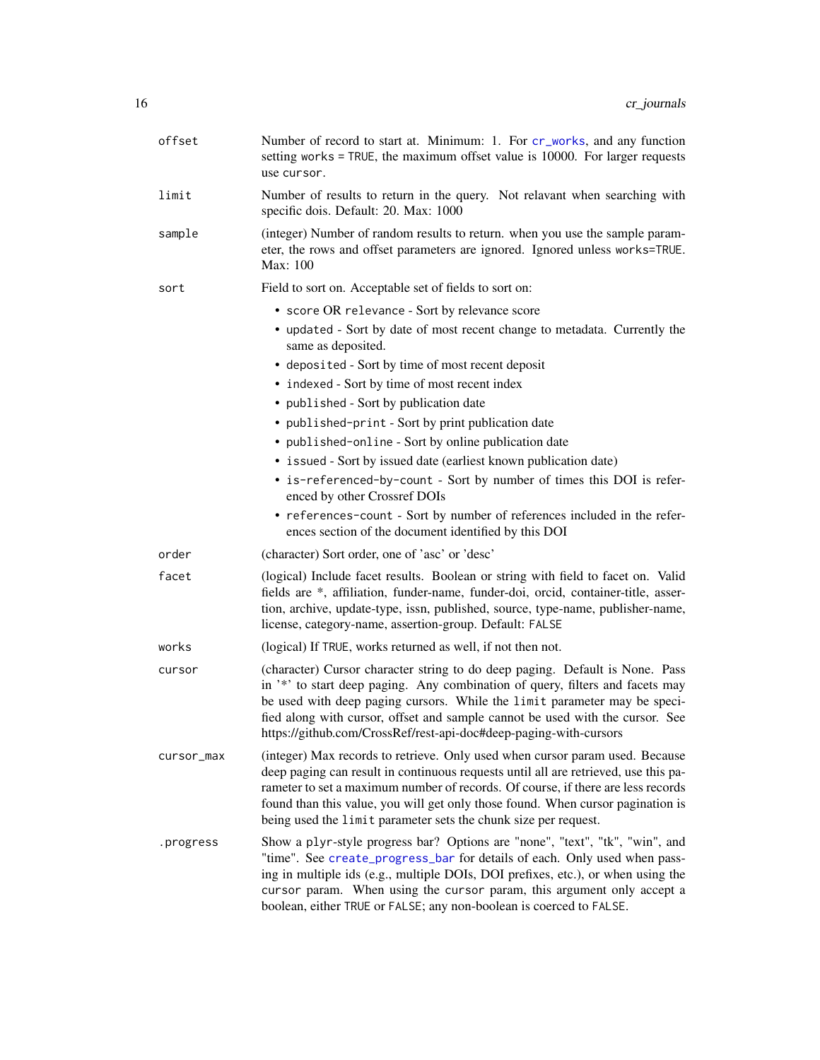| | |
|---|---|
| `offset` | Number of record to start at. Minimum: 1. For `cr_works`, and any function setting `works = TRUE`, the maximum offset value is 10000. For larger requests use `cursor`. |
| `limit` | Number of results to return in the query. Not relavant when searching with specific dois. Default: 20. Max: 1000 |
| `sample` | (integer) Number of random results to return. when you use the sample parameter, the rows and offset parameters are ignored. Ignored unless `works=TRUE`. Max: 100 |
| `sort` | Field to sort on. Acceptable set of fields to sort on:<br>• `score` OR `relevance` - Sort by relevance score<br>• `updated` - Sort by date of most recent change to metadata. Currently the same as deposited.<br>• `deposited` - Sort by time of most recent deposit<br>• `indexed` - Sort by time of most recent index<br>• `published` - Sort by publication date<br>• `published-print` - Sort by print publication date<br>• `published-online` - Sort by online publication date<br>• `issued` - Sort by issued date (earliest known publication date)<br>• `is-referenced-by-count` - Sort by number of times this DOI is referenced by other Crossref DOIs<br>• `references-count` - Sort by number of references included in the references section of the document identified by this DOI |
| `order` | (character) Sort order, one of 'asc' or 'desc' |
| `facet` | (logical) Include facet results. Boolean or string with field to facet on. Valid fields are *, affiliation, funder-name, funder-doi, orcid, container-title, assertion, archive, update-type, issn, published, source, type-name, publisher-name, license, category-name, assertion-group. Default: `FALSE` |
| `works` | (logical) If `TRUE`, works returned as well, if not then not. |
| `cursor` | (character) Cursor character string to do deep paging. Default is None. Pass in '*' to start deep paging. Any combination of query, filters and facets may be used with deep paging cursors. While the `limit` parameter may be specified along with cursor, offset and sample cannot be used with the cursor. See https://github.com/CrossRef/rest-api-doc#deep-paging-with-cursors |
| `cursor_max` | (integer) Max records to retrieve. Only used when cursor param used. Because deep paging can result in continuous requests until all are retrieved, use this parameter to set a maximum number of records. Of course, if there are less records found than this value, you will get only those found. When cursor pagination is being used the `limit` parameter sets the chunk size per request. |
| `.progress` | Show a plyr-style progress bar? Options are "none", "text", "tk", "win", and "time". See `create_progress_bar` for details of each. Only used when passing in multiple ids (e.g., multiple DOIs, DOI prefixes, etc.), or when using the `cursor` param. When using the `cursor` param, this argument only accept a boolean, either `TRUE` or `FALSE`; any non-boolean is coerced to `FALSE`. |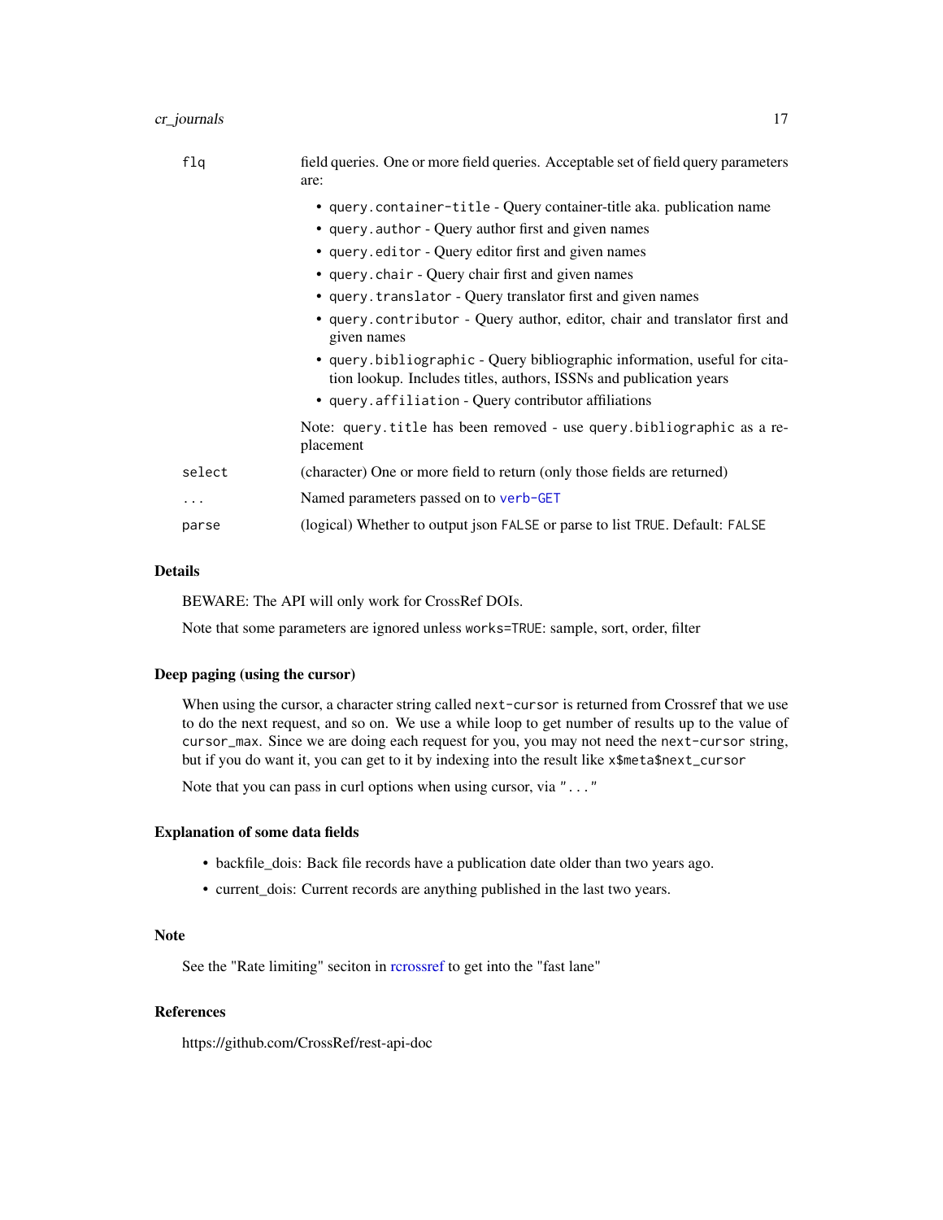| | |
|---|---|
| flq | field queries. One or more field queries. Acceptable set of field query parameters are:<br>• query.container-title - Query container-title aka. publication name<br>• query.author - Query author first and given names<br>• query.editor - Query editor first and given names<br>• query.chair - Query chair first and given names<br>• query.translator - Query translator first and given names<br>• query.contributor - Query author, editor, chair and translator first and given names<br>• query.bibliographic - Query bibliographic information, useful for citation lookup. Includes titles, authors, ISSNs and publication years<br>• query.affiliation - Query contributor affiliations<br>Note: query.title has been removed - use query.bibliographic as a replacement |
| select | (character) One or more field to return (only those fields are returned) |
| ... | Named parameters passed on to verb-GET |
| parse | (logical) Whether to output json FALSE or parse to list TRUE. Default: FALSE |

### Details

BEWARE: The API will only work for CrossRef DOIs.

Note that some parameters are ignored unless works=TRUE: sample, sort, order, filter

### Deep paging (using the cursor)

When using the cursor, a character string called next-cursor is returned from Crossref that we use to do the next request, and so on. We use a while loop to get number of results up to the value of cursor_max. Since we are doing each request for you, you may not need the next-cursor string, but if you do want it, you can get to it by indexing into the result like x$meta$next_cursor

Note that you can pass in curl options when using cursor, via "..."

### Explanation of some data fields

- backfile_dois: Back file records have a publication date older than two years ago.
- current_dois: Current records are anything published in the last two years.

### Note

See the "Rate limiting" seciton in rcrossref to get into the "fast lane"

### References

https://github.com/CrossRef/rest-api-doc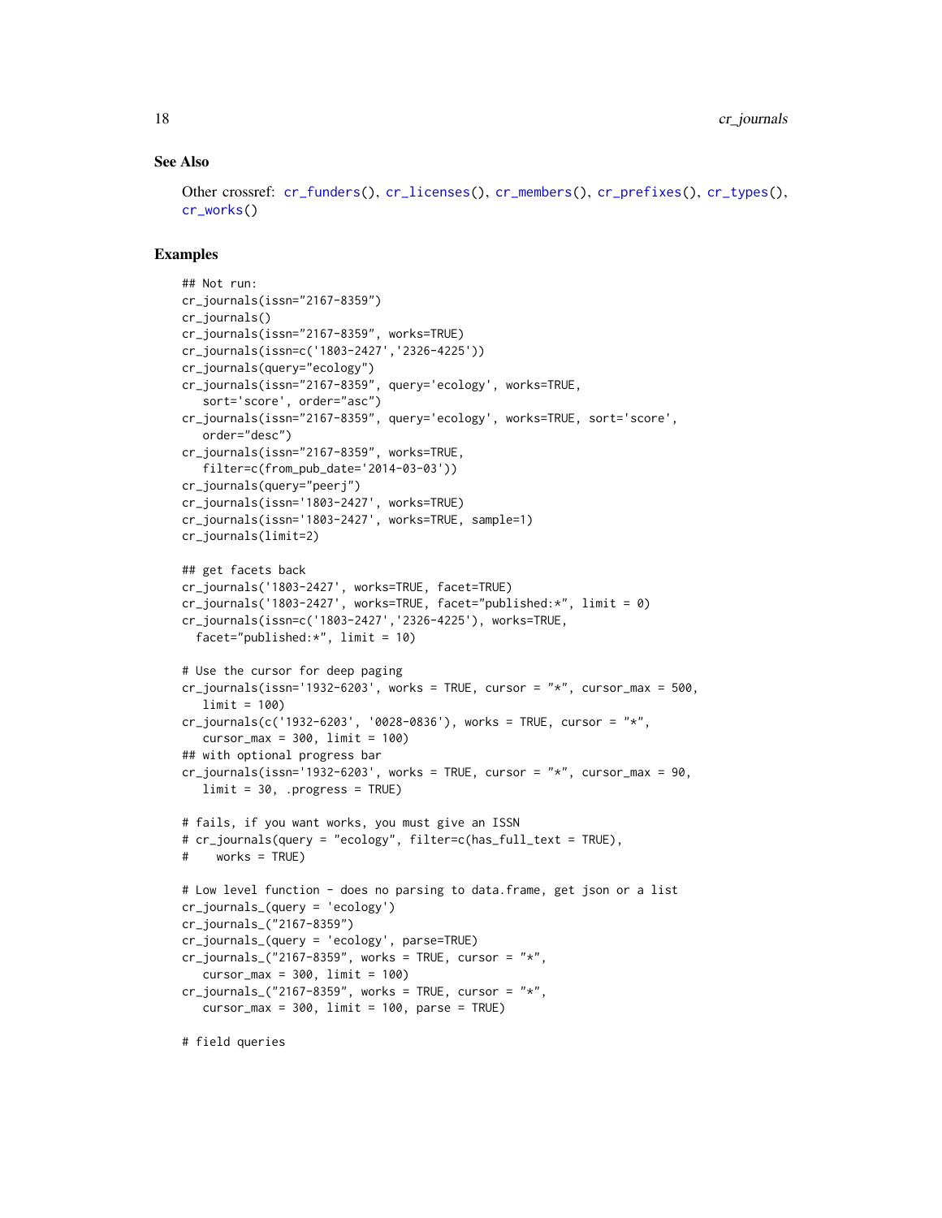### See Also

Other crossref: cr_funders(), cr_licenses(), cr_members(), cr_prefixes(), cr_types(), cr_works()

### Examples

```
## Not run:
cr_journals(issn="2167-8359")
cr_journals()
cr_journals(issn="2167-8359", works=TRUE)
cr_journals(issn=c('1803-2427','2326-4225'))
cr_journals(query="ecology")
cr_journals(issn="2167-8359", query='ecology', works=TRUE,
   sort='score', order="asc")
cr_journals(issn="2167-8359", query='ecology', works=TRUE, sort='score',
   order="desc")
cr_journals(issn="2167-8359", works=TRUE,
   filter=c(from_pub_date='2014-03-03'))
cr_journals(query="peerj")
cr_journals(issn='1803-2427', works=TRUE)
cr_journals(issn='1803-2427', works=TRUE, sample=1)
cr_journals(limit=2)

## get facets back
cr_journals('1803-2427', works=TRUE, facet=TRUE)
cr_journals('1803-2427', works=TRUE, facet="published:*", limit = 0)
cr_journals(issn=c('1803-2427','2326-4225'), works=TRUE,
  facet="published:*", limit = 10)

# Use the cursor for deep paging
cr_journals(issn='1932-6203', works = TRUE, cursor = "*", cursor_max = 500,
   limit = 100)
cr_journals(c('1932-6203', '0028-0836'), works = TRUE, cursor = "*",
   cursor_max = 300, limit = 100)
## with optional progress bar
cr_journals(issn='1932-6203', works = TRUE, cursor = "*", cursor_max = 90,
   limit = 30, .progress = TRUE)

# fails, if you want works, you must give an ISSN
# cr_journals(query = "ecology", filter=c(has_full_text = TRUE),
#    works = TRUE)

# Low level function - does no parsing to data.frame, get json or a list
cr_journals_(query = 'ecology')
cr_journals_("2167-8359")
cr_journals_(query = 'ecology', parse=TRUE)
cr_journals_("2167-8359", works = TRUE, cursor = "*",
   cursor_max = 300, limit = 100)
cr_journals_("2167-8359", works = TRUE, cursor = "*",
   cursor_max = 300, limit = 100, parse = TRUE)

# field queries
```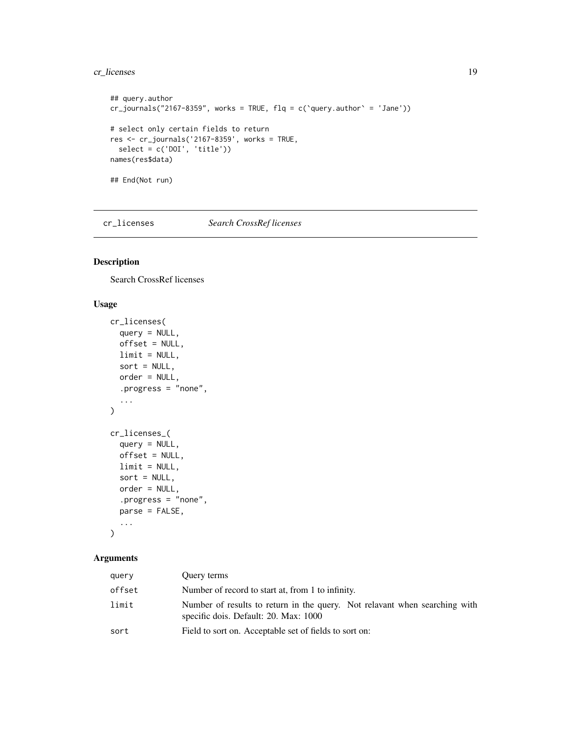```
## query.author
cr_journals("2167-8359", works = TRUE, flq = c(`query.author` = 'Jane'))

# select only certain fields to return
res <- cr_journals('2167-8359', works = TRUE,
  select = c('DOI', 'title'))
names(res$data)

## End(Not run)
```

---

## cr_licenses *Search CrossRef licenses*

---

### Description

Search CrossRef licenses

### Usage

```
cr_licenses(
  query = NULL,
  offset = NULL,
  limit = NULL,
  sort = NULL,
  order = NULL,
  .progress = "none",
  ...
)

cr_licenses_(
  query = NULL,
  offset = NULL,
  limit = NULL,
  sort = NULL,
  order = NULL,
  .progress = "none",
  parse = FALSE,
  ...
)
```

### Arguments

| | |
|---|---|
| query | Query terms |
| offset | Number of record to start at, from 1 to infinity. |
| limit | Number of results to return in the query. Not relavant when searching with specific dois. Default: 20. Max: 1000 |
| sort | Field to sort on. Acceptable set of fields to sort on: |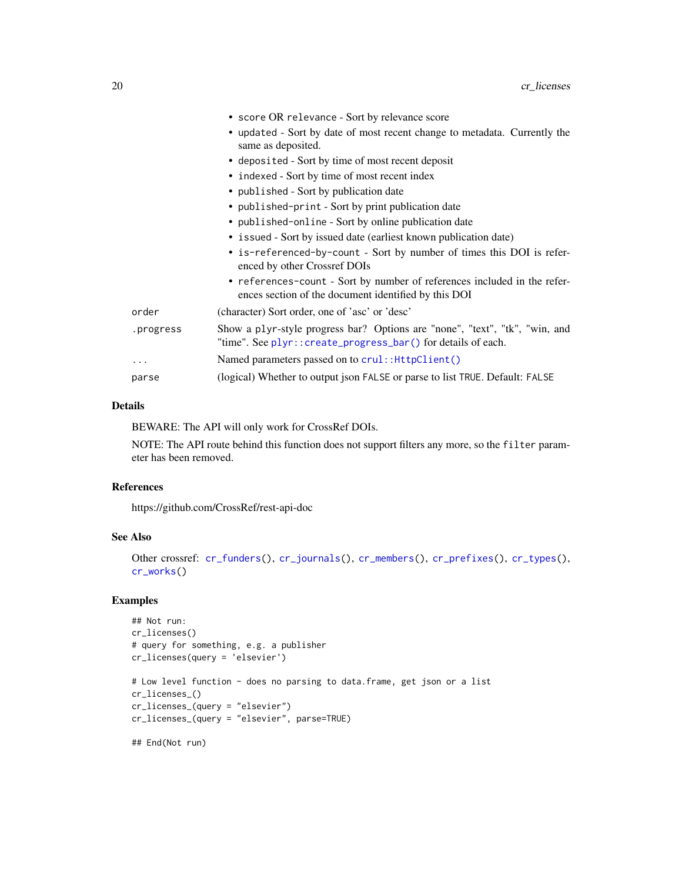- `score` OR `relevance` - Sort by relevance score
- `updated` - Sort by date of most recent change to metadata. Currently the same as deposited.
- `deposited` - Sort by time of most recent deposit
- `indexed` - Sort by time of most recent index
- `published` - Sort by publication date
- `published-print` - Sort by print publication date
- `published-online` - Sort by online publication date
- `issued` - Sort by issued date (earliest known publication date)
- `is-referenced-by-count` - Sort by number of times this DOI is referenced by other Crossref DOIs
- `references-count` - Sort by number of references included in the references section of the document identified by this DOI

| | |
|---|---|
| `order` | (character) Sort order, one of 'asc' or 'desc' |
| `.progress` | Show a plyr-style progress bar? Options are "none", "text", "tk", "win, and "time". See `plyr::create_progress_bar()` for details of each. |
| `...` | Named parameters passed on to `crul::HttpClient()` |
| `parse` | (logical) Whether to output json `FALSE` or parse to list `TRUE`. Default: `FALSE` |

### Details

BEWARE: The API will only work for CrossRef DOIs.

NOTE: The API route behind this function does not support filters any more, so the `filter` parameter has been removed.

### References

https://github.com/CrossRef/rest-api-doc

### See Also

Other crossref: `cr_funders()`, `cr_journals()`, `cr_members()`, `cr_prefixes()`, `cr_types()`, `cr_works()`

### Examples

```
## Not run:
cr_licenses()
# query for something, e.g. a publisher
cr_licenses(query = 'elsevier')

# Low level function - does no parsing to data.frame, get json or a list
cr_licenses_()
cr_licenses_(query = "elsevier")
cr_licenses_(query = "elsevier", parse=TRUE)

## End(Not run)
```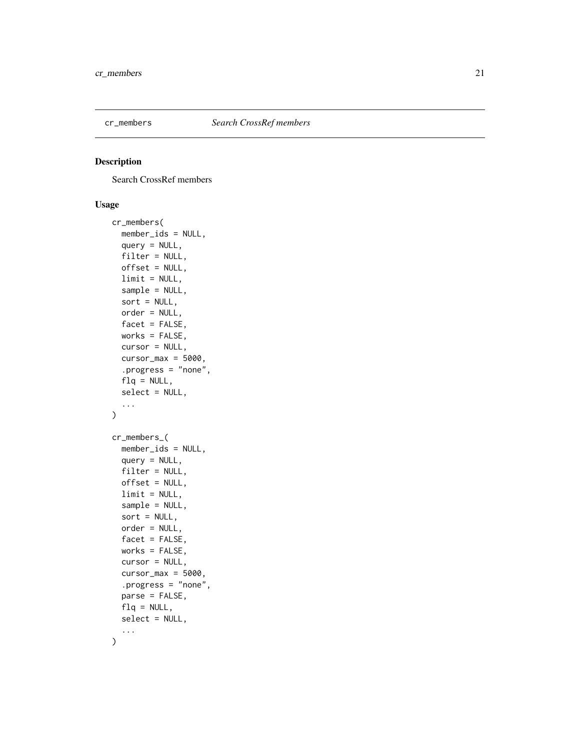# cr_members *Search CrossRef members*

## Description

Search CrossRef members

## Usage

```
cr_members(
  member_ids = NULL,
  query = NULL,
  filter = NULL,
  offset = NULL,
  limit = NULL,
  sample = NULL,
  sort = NULL,
  order = NULL,
  facet = FALSE,
  works = FALSE,
  cursor = NULL,
  cursor_max = 5000,
  .progress = "none",
  flq = NULL,
  select = NULL,
  ...
)

cr_members_(
  member_ids = NULL,
  query = NULL,
  filter = NULL,
  offset = NULL,
  limit = NULL,
  sample = NULL,
  sort = NULL,
  order = NULL,
  facet = FALSE,
  works = FALSE,
  cursor = NULL,
  cursor_max = 5000,
  .progress = "none",
  parse = FALSE,
  flq = NULL,
  select = NULL,
  ...
)
```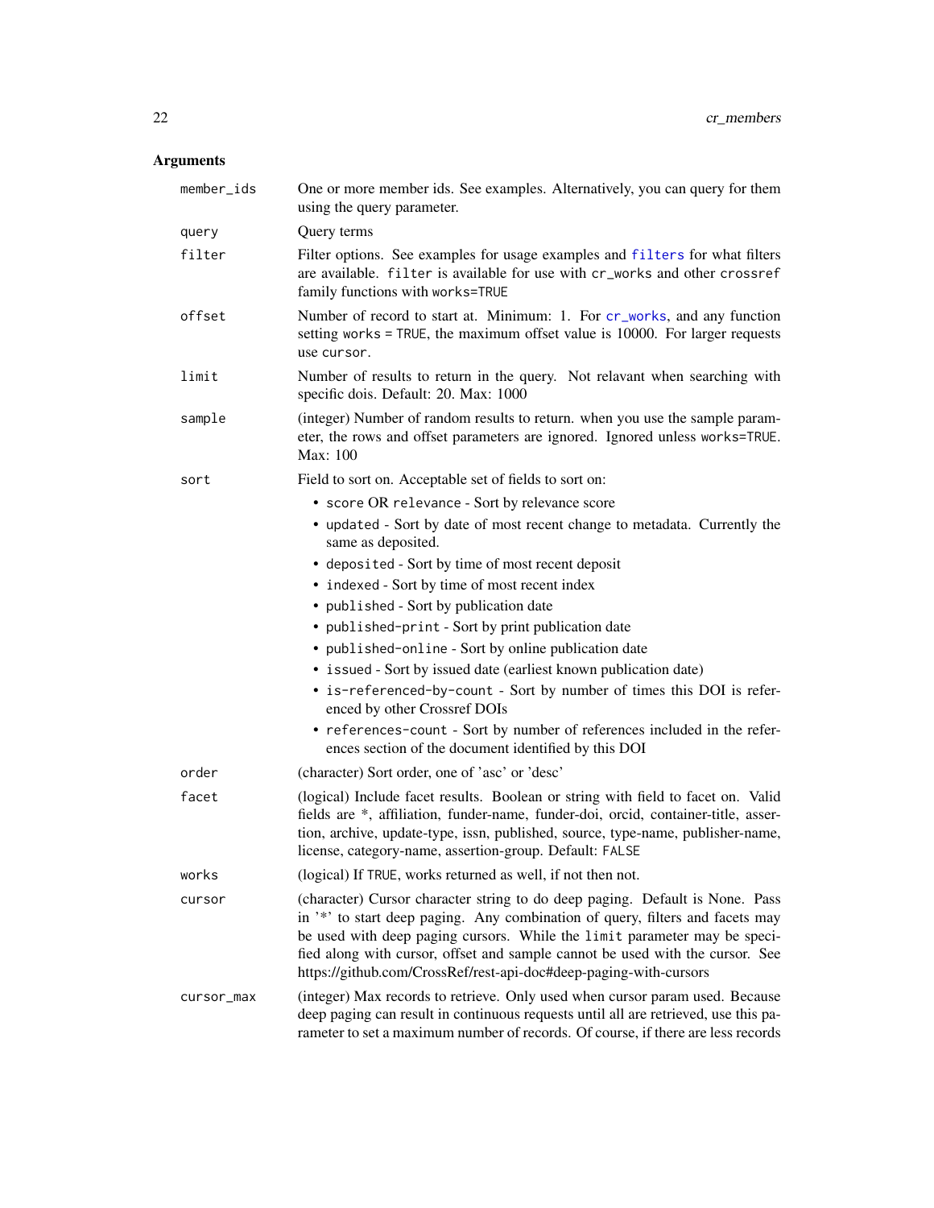## Arguments

| Argument | Description |
| --- | --- |
| `member_ids` | One or more member ids. See examples. Alternatively, you can query for them using the query parameter. |
| `query` | Query terms |
| `filter` | Filter options. See examples for usage examples and `filters` for what filters are available. `filter` is available for use with `cr_works` and other `crossref` family functions with `works=TRUE` |
| `offset` | Number of record to start at. Minimum: 1. For `cr_works`, and any function setting `works = TRUE`, the maximum offset value is 10000. For larger requests use `cursor`. |
| `limit` | Number of results to return in the query. Not relavant when searching with specific dois. Default: 20. Max: 1000 |
| `sample` | (integer) Number of random results to return. when you use the sample parameter, the rows and offset parameters are ignored. Ignored unless `works=TRUE`. Max: 100 |
| `sort` | Field to sort on. Acceptable set of fields to sort on:<br>• `score` OR `relevance` - Sort by relevance score<br>• `updated` - Sort by date of most recent change to metadata. Currently the same as deposited.<br>• `deposited` - Sort by time of most recent deposit<br>• `indexed` - Sort by time of most recent index<br>• `published` - Sort by publication date<br>• `published-print` - Sort by print publication date<br>• `published-online` - Sort by online publication date<br>• `issued` - Sort by issued date (earliest known publication date)<br>• `is-referenced-by-count` - Sort by number of times this DOI is referenced by other Crossref DOIs<br>• `references-count` - Sort by number of references included in the references section of the document identified by this DOI |
| `order` | (character) Sort order, one of 'asc' or 'desc' |
| `facet` | (logical) Include facet results. Boolean or string with field to facet on. Valid fields are *, affiliation, funder-name, funder-doi, orcid, container-title, assertion, archive, update-type, issn, published, source, type-name, publisher-name, license, category-name, assertion-group. Default: `FALSE` |
| `works` | (logical) If `TRUE`, works returned as well, if not then not. |
| `cursor` | (character) Cursor character string to do deep paging. Default is None. Pass in '*' to start deep paging. Any combination of query, filters and facets may be used with deep paging cursors. While the `limit` parameter may be specified along with cursor, offset and sample cannot be used with the cursor. See https://github.com/CrossRef/rest-api-doc#deep-paging-with-cursors |
| `cursor_max` | (integer) Max records to retrieve. Only used when cursor param used. Because deep paging can result in continuous requests until all are retrieved, use this parameter to set a maximum number of records. Of course, if there are less records |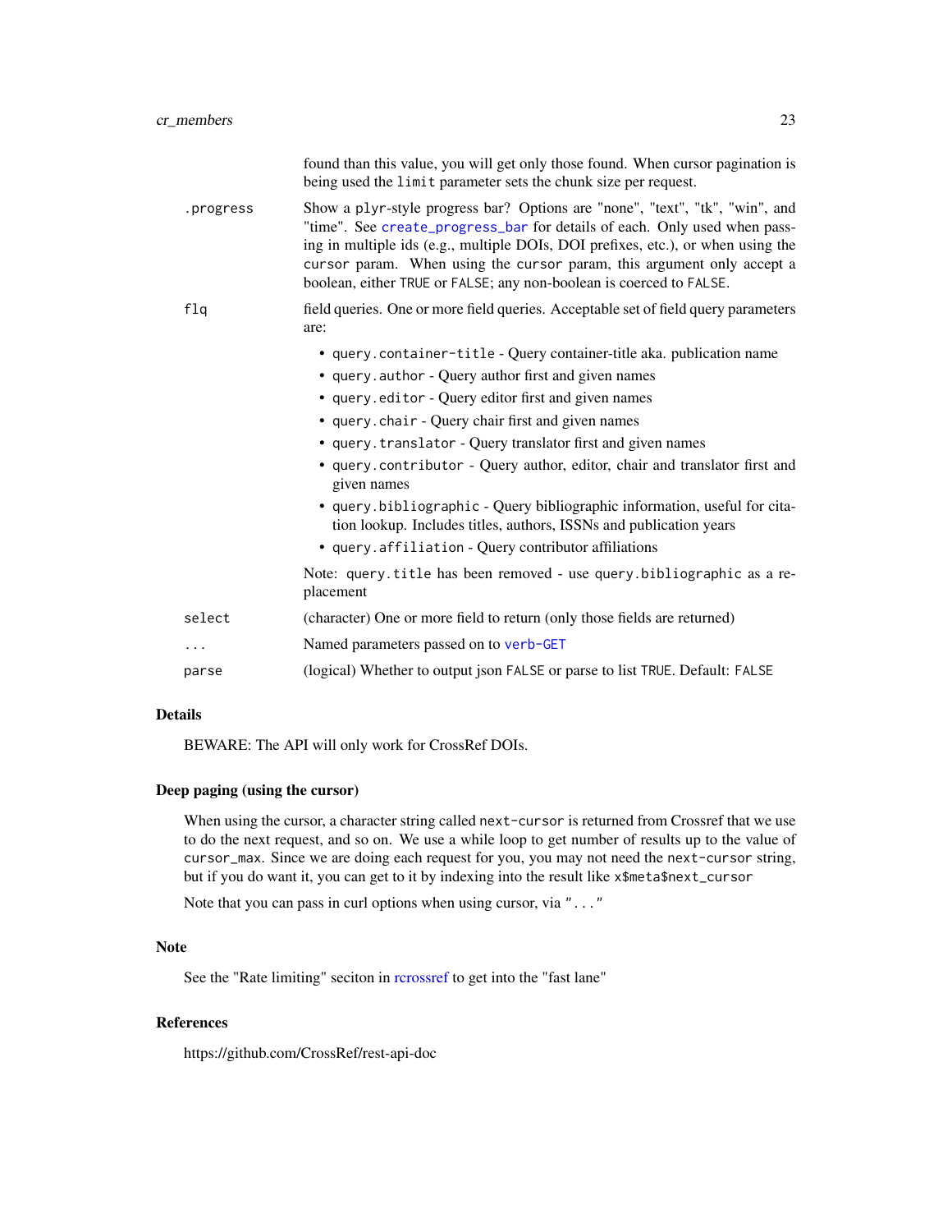found than this value, you will get only those found. When cursor pagination is being used the `limit` parameter sets the chunk size per request.

| | |
|---|---|
| `.progress` | Show a `plyr`-style progress bar? Options are "none", "text", "tk", "win", and "time". See `create_progress_bar` for details of each. Only used when passing in multiple ids (e.g., multiple DOIs, DOI prefixes, etc.), or when using the `cursor` param. When using the `cursor` param, this argument only accept a boolean, either `TRUE` or `FALSE`; any non-boolean is coerced to `FALSE`. |
| `flq` | field queries. One or more field queries. Acceptable set of field query parameters are: <br>• `query.container-title` - Query container-title aka. publication name <br>• `query.author` - Query author first and given names <br>• `query.editor` - Query editor first and given names <br>• `query.chair` - Query chair first and given names <br>• `query.translator` - Query translator first and given names <br>• `query.contributor` - Query author, editor, chair and translator first and given names <br>• `query.bibliographic` - Query bibliographic information, useful for citation lookup. Includes titles, authors, ISSNs and publication years <br>• `query.affiliation` - Query contributor affiliations <br><br>Note: `query.title` has been removed - use `query.bibliographic` as a replacement |
| `select` | (character) One or more field to return (only those fields are returned) |
| `...` | Named parameters passed on to `verb-GET` |
| `parse` | (logical) Whether to output json `FALSE` or parse to list `TRUE`. Default: `FALSE` |

## Details

BEWARE: The API will only work for CrossRef DOIs.

## Deep paging (using the cursor)

When using the cursor, a character string called `next-cursor` is returned from Crossref that we use to do the next request, and so on. We use a while loop to get number of results up to the value of `cursor_max`. Since we are doing each request for you, you may not need the `next-cursor` string, but if you do want it, you can get to it by indexing into the result like `x$meta$next_cursor`

Note that you can pass in curl options when using cursor, via `"..."`

## Note

See the "Rate limiting" seciton in rcrossref to get into the "fast lane"

## References

https://github.com/CrossRef/rest-api-doc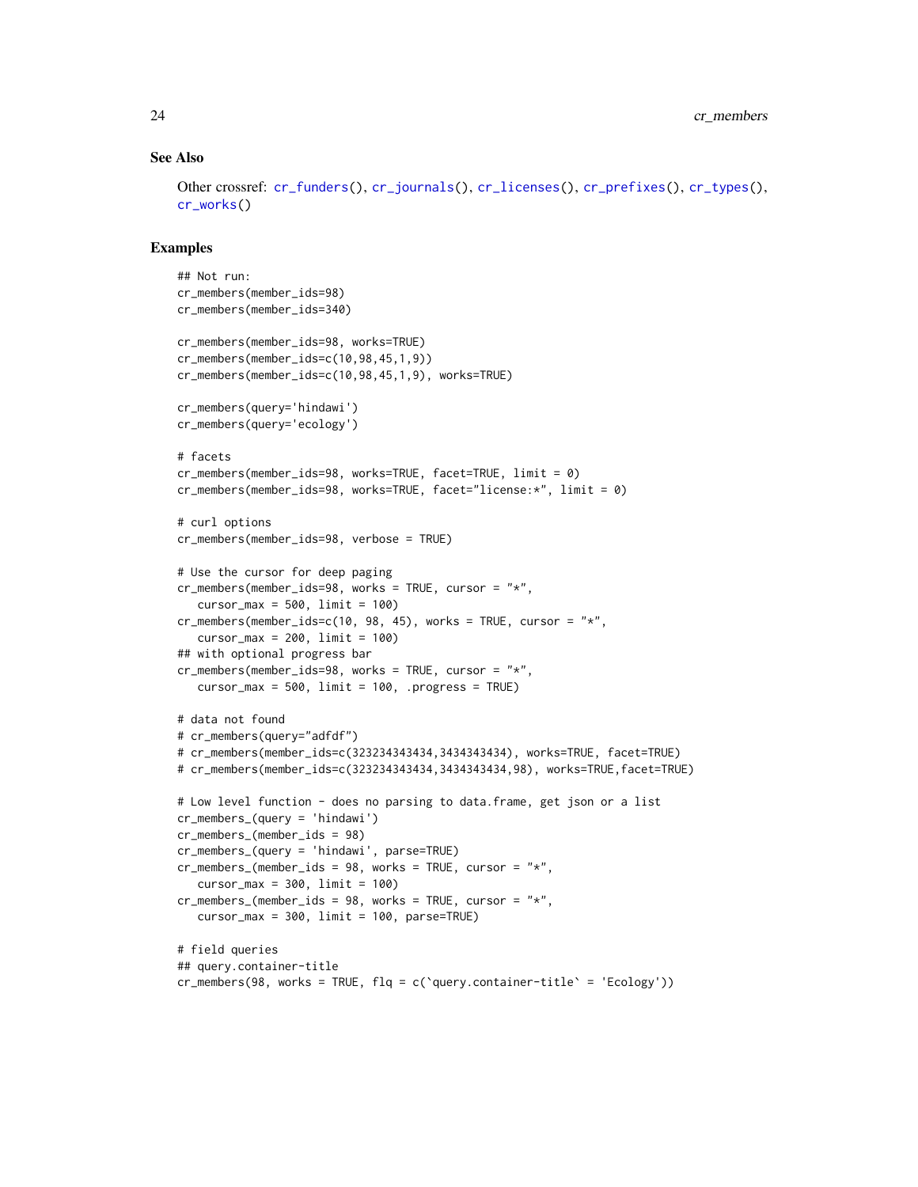### See Also

Other crossref: cr_funders(), cr_journals(), cr_licenses(), cr_prefixes(), cr_types(), cr_works()

### Examples

```
## Not run:
cr_members(member_ids=98)
cr_members(member_ids=340)

cr_members(member_ids=98, works=TRUE)
cr_members(member_ids=c(10,98,45,1,9))
cr_members(member_ids=c(10,98,45,1,9), works=TRUE)

cr_members(query='hindawi')
cr_members(query='ecology')

# facets
cr_members(member_ids=98, works=TRUE, facet=TRUE, limit = 0)
cr_members(member_ids=98, works=TRUE, facet="license:*", limit = 0)

# curl options
cr_members(member_ids=98, verbose = TRUE)

# Use the cursor for deep paging
cr_members(member_ids=98, works = TRUE, cursor = "*",
   cursor_max = 500, limit = 100)
cr_members(member_ids=c(10, 98, 45), works = TRUE, cursor = "*",
   cursor_max = 200, limit = 100)
## with optional progress bar
cr_members(member_ids=98, works = TRUE, cursor = "*",
   cursor_max = 500, limit = 100, .progress = TRUE)

# data not found
# cr_members(query="adfdf")
# cr_members(member_ids=c(323234343434,3434343434), works=TRUE, facet=TRUE)
# cr_members(member_ids=c(323234343434,3434343434,98), works=TRUE,facet=TRUE)

# Low level function - does no parsing to data.frame, get json or a list
cr_members_(query = 'hindawi')
cr_members_(member_ids = 98)
cr_members_(query = 'hindawi', parse=TRUE)
cr_members_(member_ids = 98, works = TRUE, cursor = "*",
   cursor_max = 300, limit = 100)
cr_members_(member_ids = 98, works = TRUE, cursor = "*",
   cursor_max = 300, limit = 100, parse=TRUE)

# field queries
## query.container-title
cr_members(98, works = TRUE, flq = c(`query.container-title` = 'Ecology'))
```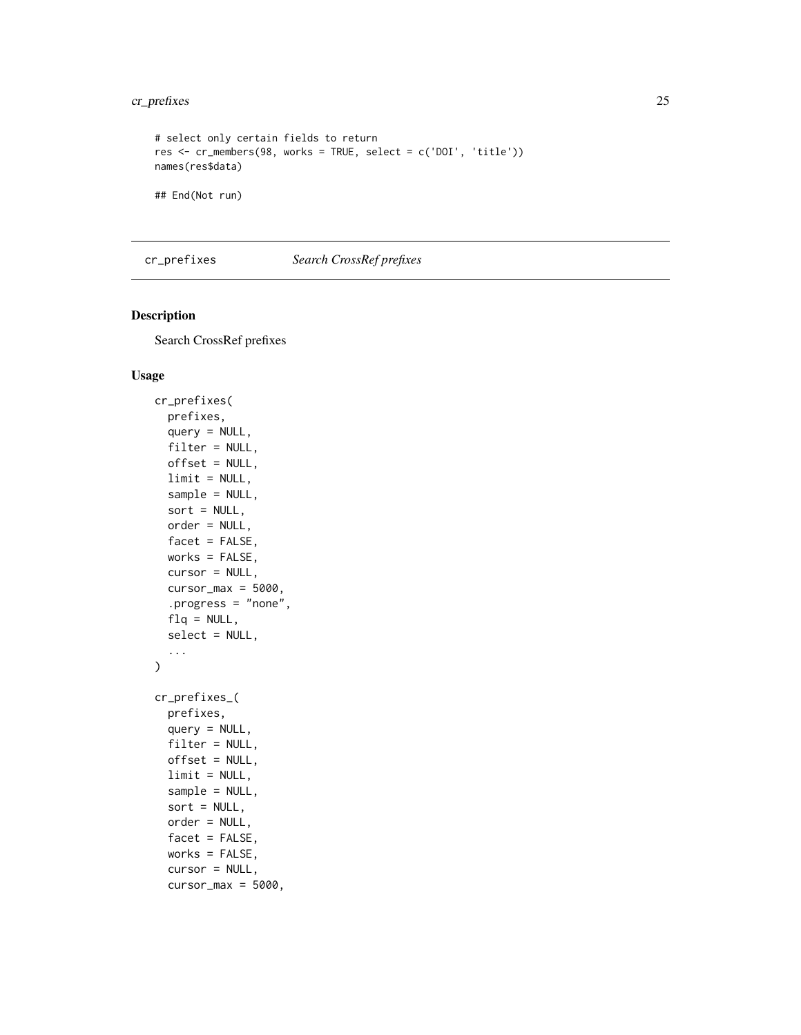```
# select only certain fields to return
res <- cr_members(98, works = TRUE, select = c('DOI', 'title'))
names(res$data)

## End(Not run)
```

## cr_prefixes *Search CrossRef prefixes*

### Description

Search CrossRef prefixes

### Usage

```
cr_prefixes(
  prefixes,
  query = NULL,
  filter = NULL,
  offset = NULL,
  limit = NULL,
  sample = NULL,
  sort = NULL,
  order = NULL,
  facet = FALSE,
  works = FALSE,
  cursor = NULL,
  cursor_max = 5000,
  .progress = "none",
  flq = NULL,
  select = NULL,
  ...
)

cr_prefixes_(
  prefixes,
  query = NULL,
  filter = NULL,
  offset = NULL,
  limit = NULL,
  sample = NULL,
  sort = NULL,
  order = NULL,
  facet = FALSE,
  works = FALSE,
  cursor = NULL,
  cursor_max = 5000,
```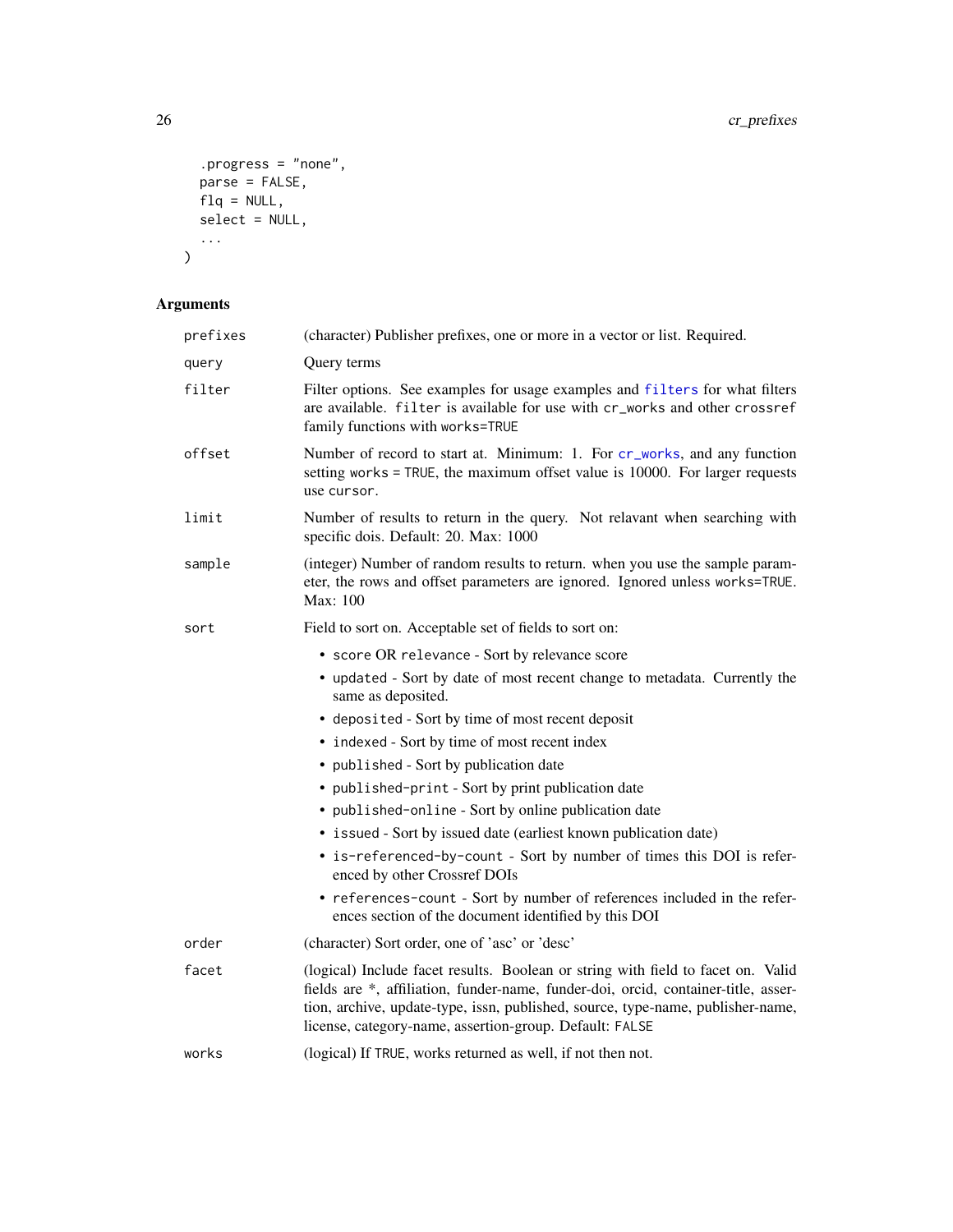```
  .progress = "none",
  parse = FALSE,
  flq = NULL,
  select = NULL,
  ...
)
```

## Arguments

| Argument | Description |
|---|---|
| `prefixes` | (character) Publisher prefixes, one or more in a vector or list. Required. |
| `query` | Query terms |
| `filter` | Filter options. See examples for usage examples and `filters` for what filters are available. `filter` is available for use with `cr_works` and other `crossref` family functions with `works=TRUE` |
| `offset` | Number of record to start at. Minimum: 1. For `cr_works`, and any function setting `works = TRUE`, the maximum offset value is 10000. For larger requests use `cursor`. |
| `limit` | Number of results to return in the query. Not relavant when searching with specific dois. Default: 20. Max: 1000 |
| `sample` | (integer) Number of random results to return. when you use the sample parameter, the rows and offset parameters are ignored. Ignored unless `works=TRUE`. Max: 100 |
| `sort` | Field to sort on. Acceptable set of fields to sort on:<br>• `score` OR `relevance` - Sort by relevance score<br>• `updated` - Sort by date of most recent change to metadata. Currently the same as deposited.<br>• `deposited` - Sort by time of most recent deposit<br>• `indexed` - Sort by time of most recent index<br>• `published` - Sort by publication date<br>• `published-print` - Sort by print publication date<br>• `published-online` - Sort by online publication date<br>• `issued` - Sort by issued date (earliest known publication date)<br>• `is-referenced-by-count` - Sort by number of times this DOI is referenced by other Crossref DOIs<br>• `references-count` - Sort by number of references included in the references section of the document identified by this DOI |
| `order` | (character) Sort order, one of 'asc' or 'desc' |
| `facet` | (logical) Include facet results. Boolean or string with field to facet on. Valid fields are *, affiliation, funder-name, funder-doi, orcid, container-title, assertion, archive, update-type, issn, published, source, type-name, publisher-name, license, category-name, assertion-group. Default: `FALSE` |
| `works` | (logical) If `TRUE`, works returned as well, if not then not. |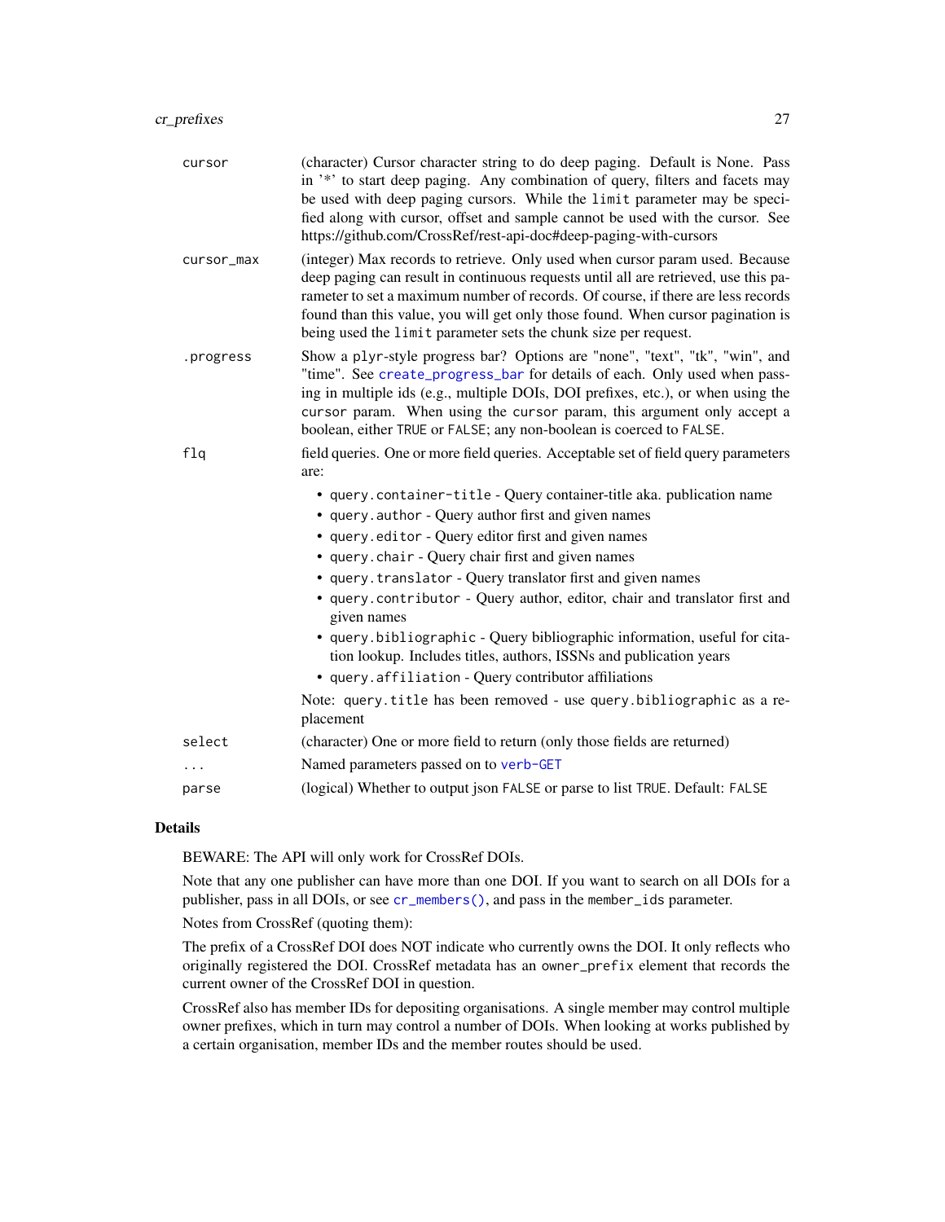| | |
|---|---|
| `cursor` | (character) Cursor character string to do deep paging. Default is None. Pass in '*' to start deep paging. Any combination of query, filters and facets may be used with deep paging cursors. While the `limit` parameter may be specified along with cursor, offset and sample cannot be used with the cursor. See https://github.com/CrossRef/rest-api-doc#deep-paging-with-cursors |
| `cursor_max` | (integer) Max records to retrieve. Only used when cursor param used. Because deep paging can result in continuous requests until all are retrieved, use this parameter to set a maximum number of records. Of course, if there are less records found than this value, you will get only those found. When cursor pagination is being used the `limit` parameter sets the chunk size per request. |
| `.progress` | Show a `plyr`-style progress bar? Options are "none", "text", "tk", "win", and "time". See `create_progress_bar` for details of each. Only used when passing in multiple ids (e.g., multiple DOIs, DOI prefixes, etc.), or when using the `cursor` param. When using the `cursor` param, this argument only accept a boolean, either `TRUE` or `FALSE`; any non-boolean is coerced to `FALSE`. |
| `flq` | field queries. One or more field queries. Acceptable set of field query parameters are:<br>• `query.container-title` - Query container-title aka. publication name<br>• `query.author` - Query author first and given names<br>• `query.editor` - Query editor first and given names<br>• `query.chair` - Query chair first and given names<br>• `query.translator` - Query translator first and given names<br>• `query.contributor` - Query author, editor, chair and translator first and given names<br>• `query.bibliographic` - Query bibliographic information, useful for citation lookup. Includes titles, authors, ISSNs and publication years<br>• `query.affiliation` - Query contributor affiliations<br><br>Note: `query.title` has been removed - use `query.bibliographic` as a replacement |
| `select` | (character) One or more field to return (only those fields are returned) |
| `...` | Named parameters passed on to `verb-GET` |
| `parse` | (logical) Whether to output json `FALSE` or parse to list `TRUE`. Default: `FALSE` |

## Details

BEWARE: The API will only work for CrossRef DOIs.

Note that any one publisher can have more than one DOI. If you want to search on all DOIs for a publisher, pass in all DOIs, or see `cr_members()`, and pass in the `member_ids` parameter.

Notes from CrossRef (quoting them):

The prefix of a CrossRef DOI does NOT indicate who currently owns the DOI. It only reflects who originally registered the DOI. CrossRef metadata has an `owner_prefix` element that records the current owner of the CrossRef DOI in question.

CrossRef also has member IDs for depositing organisations. A single member may control multiple owner prefixes, which in turn may control a number of DOIs. When looking at works published by a certain organisation, member IDs and the member routes should be used.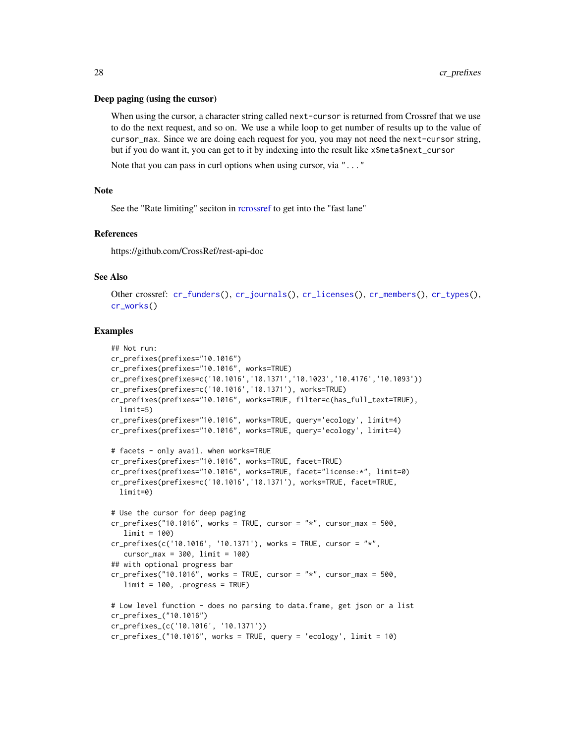### Deep paging (using the cursor)

When using the cursor, a character string called `next-cursor` is returned from Crossref that we use to do the next request, and so on. We use a while loop to get number of results up to the value of `cursor_max`. Since we are doing each request for you, you may not need the `next-cursor` string, but if you do want it, you can get to it by indexing into the result like `x$meta$next_cursor`

Note that you can pass in curl options when using cursor, via `"..."`

## Note

See the "Rate limiting" seciton in rcrossref to get into the "fast lane"

## References

https://github.com/CrossRef/rest-api-doc

## See Also

Other crossref: `cr_funders()`, `cr_journals()`, `cr_licenses()`, `cr_members()`, `cr_types()`, `cr_works()`

## Examples

```
## Not run:
cr_prefixes(prefixes="10.1016")
cr_prefixes(prefixes="10.1016", works=TRUE)
cr_prefixes(prefixes=c('10.1016','10.1371','10.1023','10.4176','10.1093'))
cr_prefixes(prefixes=c('10.1016','10.1371'), works=TRUE)
cr_prefixes(prefixes="10.1016", works=TRUE, filter=c(has_full_text=TRUE),
  limit=5)
cr_prefixes(prefixes="10.1016", works=TRUE, query='ecology', limit=4)
cr_prefixes(prefixes="10.1016", works=TRUE, query='ecology', limit=4)

# facets - only avail. when works=TRUE
cr_prefixes(prefixes="10.1016", works=TRUE, facet=TRUE)
cr_prefixes(prefixes="10.1016", works=TRUE, facet="license:*", limit=0)
cr_prefixes(prefixes=c('10.1016','10.1371'), works=TRUE, facet=TRUE,
  limit=0)

# Use the cursor for deep paging
cr_prefixes("10.1016", works = TRUE, cursor = "*", cursor_max = 500,
   limit = 100)
cr_prefixes(c('10.1016', '10.1371'), works = TRUE, cursor = "*",
   cursor_max = 300, limit = 100)
## with optional progress bar
cr_prefixes("10.1016", works = TRUE, cursor = "*", cursor_max = 500,
   limit = 100, .progress = TRUE)

# Low level function - does no parsing to data.frame, get json or a list
cr_prefixes_("10.1016")
cr_prefixes_(c('10.1016', '10.1371'))
cr_prefixes_("10.1016", works = TRUE, query = 'ecology', limit = 10)
```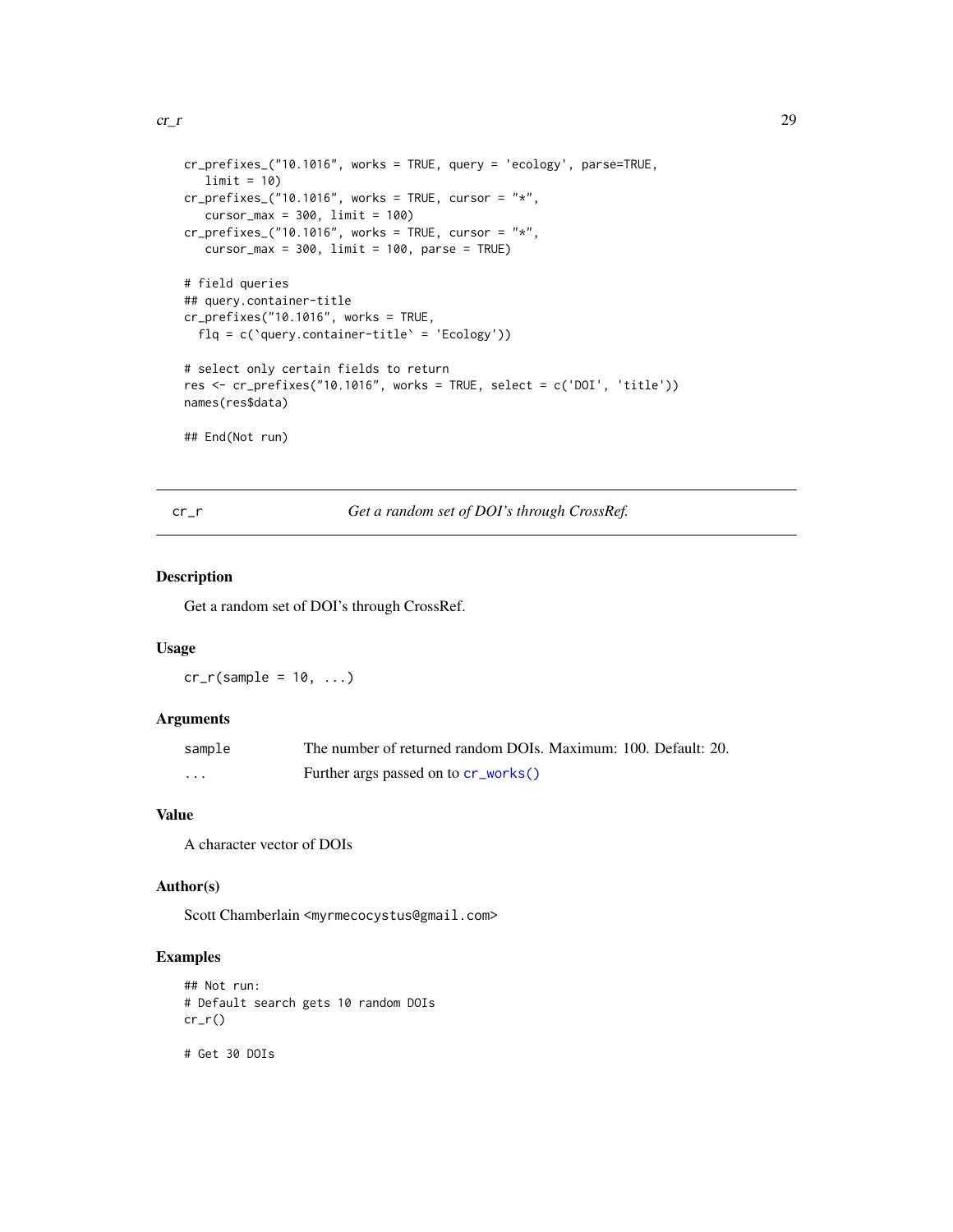```
cr_prefixes_("10.1016", works = TRUE, query = 'ecology', parse=TRUE,
   limit = 10)
cr_prefixes_("10.1016", works = TRUE, cursor = "*",
   cursor_max = 300, limit = 100)
cr_prefixes_("10.1016", works = TRUE, cursor = "*",
   cursor_max = 300, limit = 100, parse = TRUE)

# field queries
## query.container-title
cr_prefixes("10.1016", works = TRUE,
  flq = c(`query.container-title` = 'Ecology'))

# select only certain fields to return
res <- cr_prefixes("10.1016", works = TRUE, select = c('DOI', 'title'))
names(res$data)

## End(Not run)
```

---

## cr_r — *Get a random set of DOI's through CrossRef.*

### Description

Get a random set of DOI's through CrossRef.

### Usage

```
cr_r(sample = 10, ...)
```

### Arguments

| | |
|---|---|
| sample | The number of returned random DOIs. Maximum: 100. Default: 20. |
| ... | Further args passed on to `cr_works()` |

### Value

A character vector of DOIs

### Author(s)

Scott Chamberlain <myrmecocystus@gmail.com>

### Examples

```
## Not run:
# Default search gets 10 random DOIs
cr_r()

# Get 30 DOIs
```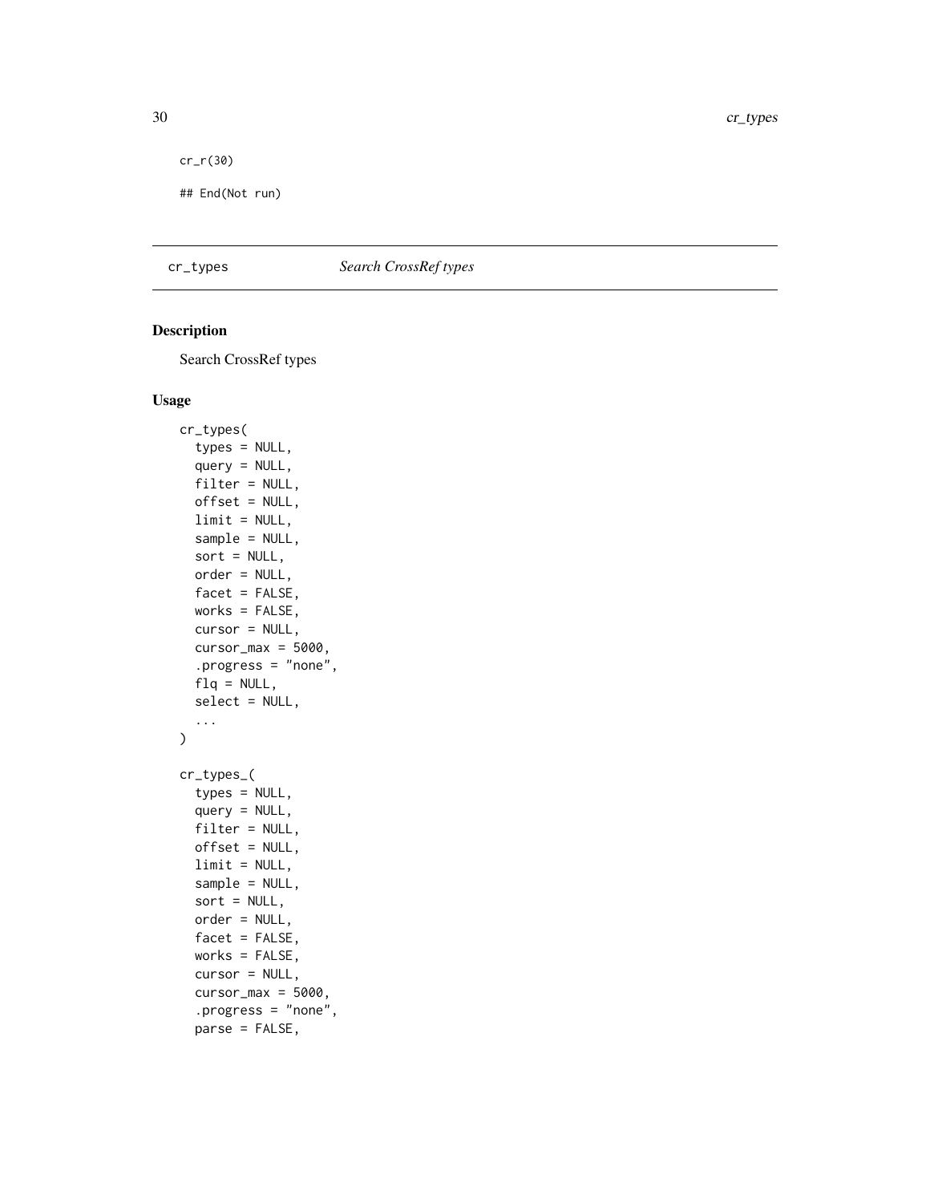```
cr_r(30)

## End(Not run)
```

---

cr_types *Search CrossRef types*

---

## Description

Search CrossRef types

## Usage

```
cr_types(
  types = NULL,
  query = NULL,
  filter = NULL,
  offset = NULL,
  limit = NULL,
  sample = NULL,
  sort = NULL,
  order = NULL,
  facet = FALSE,
  works = FALSE,
  cursor = NULL,
  cursor_max = 5000,
  .progress = "none",
  flq = NULL,
  select = NULL,
  ...
)

cr_types_(
  types = NULL,
  query = NULL,
  filter = NULL,
  offset = NULL,
  limit = NULL,
  sample = NULL,
  sort = NULL,
  order = NULL,
  facet = FALSE,
  works = FALSE,
  cursor = NULL,
  cursor_max = 5000,
  .progress = "none",
  parse = FALSE,
```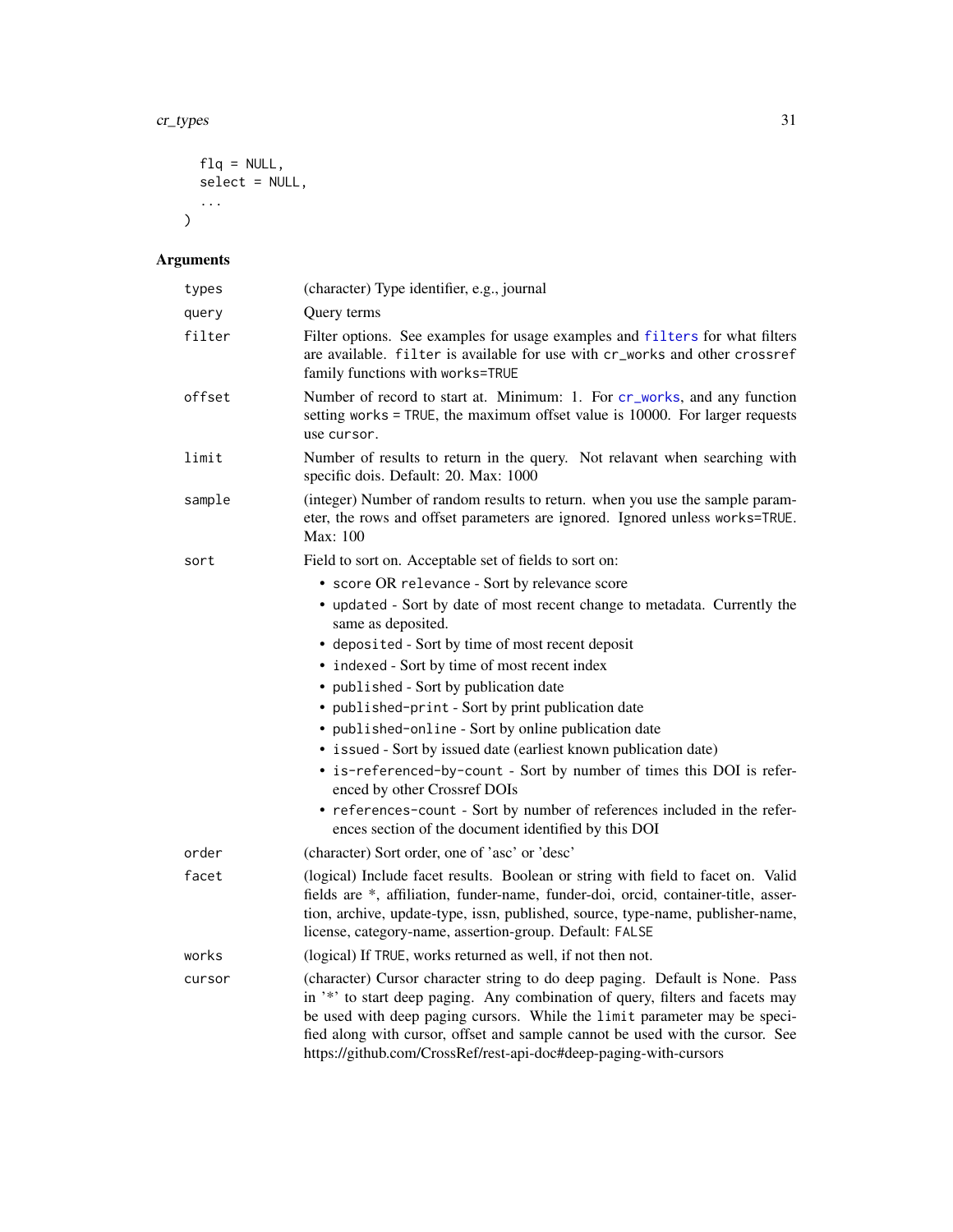```
  flq = NULL,
  select = NULL,
  ...
)
```

## Arguments

| | |
|---|---|
| types | (character) Type identifier, e.g., journal |
| query | Query terms |
| filter | Filter options. See examples for usage examples and filters for what filters are available. `filter` is available for use with `cr_works` and other `crossref` family functions with `works=TRUE` |
| offset | Number of record to start at. Minimum: 1. For cr_works, and any function setting `works = TRUE`, the maximum offset value is 10000. For larger requests use `cursor`. |
| limit | Number of results to return in the query. Not relavant when searching with specific dois. Default: 20. Max: 1000 |
| sample | (integer) Number of random results to return. when you use the sample parameter, the rows and offset parameters are ignored. Ignored unless `works=TRUE`. Max: 100 |
| sort | Field to sort on. Acceptable set of fields to sort on:<br>• `score` OR `relevance` - Sort by relevance score<br>• `updated` - Sort by date of most recent change to metadata. Currently the same as deposited.<br>• `deposited` - Sort by time of most recent deposit<br>• `indexed` - Sort by time of most recent index<br>• `published` - Sort by publication date<br>• `published-print` - Sort by print publication date<br>• `published-online` - Sort by online publication date<br>• `issued` - Sort by issued date (earliest known publication date)<br>• `is-referenced-by-count` - Sort by number of times this DOI is referenced by other Crossref DOIs<br>• `references-count` - Sort by number of references included in the references section of the document identified by this DOI |
| order | (character) Sort order, one of 'asc' or 'desc' |
| facet | (logical) Include facet results. Boolean or string with field to facet on. Valid fields are *, affiliation, funder-name, funder-doi, orcid, container-title, assertion, archive, update-type, issn, published, source, type-name, publisher-name, license, category-name, assertion-group. Default: `FALSE` |
| works | (logical) If `TRUE`, works returned as well, if not then not. |
| cursor | (character) Cursor character string to do deep paging. Default is None. Pass in '*' to start deep paging. Any combination of query, filters and facets may be used with deep paging cursors. While the `limit` parameter may be specified along with cursor, offset and sample cannot be used with the cursor. See https://github.com/CrossRef/rest-api-doc#deep-paging-with-cursors |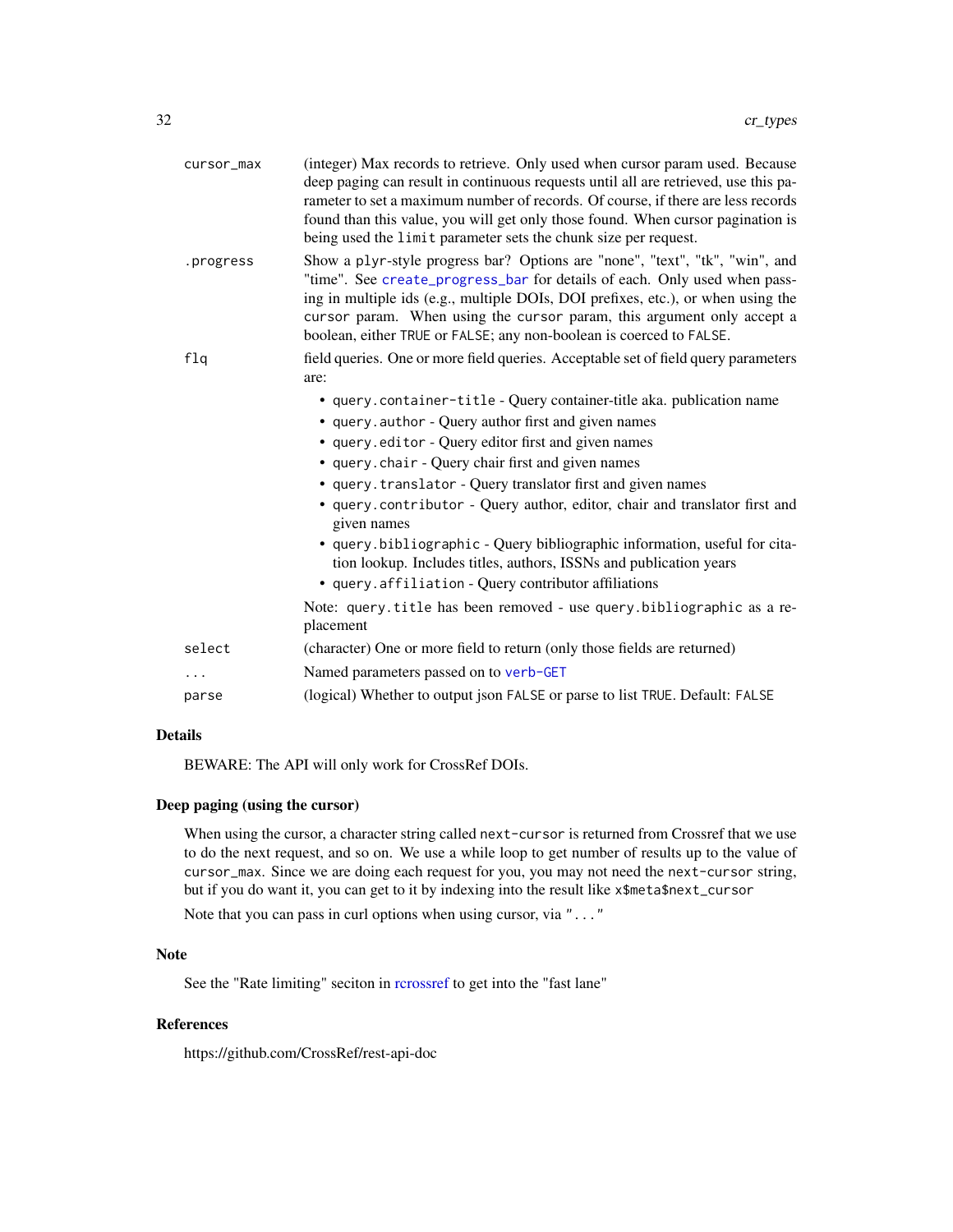| | |
|---|---|
| cursor_max | (integer) Max records to retrieve. Only used when cursor param used. Because deep paging can result in continuous requests until all are retrieved, use this parameter to set a maximum number of records. Of course, if there are less records found than this value, you will get only those found. When cursor pagination is being used the `limit` parameter sets the chunk size per request. |
| .progress | Show a `plyr`-style progress bar? Options are "none", "text", "tk", "win", and "time". See `create_progress_bar` for details of each. Only used when passing in multiple ids (e.g., multiple DOIs, DOI prefixes, etc.), or when using the `cursor` param. When using the `cursor` param, this argument only accept a boolean, either `TRUE` or `FALSE`; any non-boolean is coerced to `FALSE`. |
| flq | field queries. One or more field queries. Acceptable set of field query parameters are:<br>• `query.container-title` - Query container-title aka. publication name<br>• `query.author` - Query author first and given names<br>• `query.editor` - Query editor first and given names<br>• `query.chair` - Query chair first and given names<br>• `query.translator` - Query translator first and given names<br>• `query.contributor` - Query author, editor, chair and translator first and given names<br>• `query.bibliographic` - Query bibliographic information, useful for citation lookup. Includes titles, authors, ISSNs and publication years<br>• `query.affiliation` - Query contributor affiliations<br><br>Note: `query.title` has been removed - use `query.bibliographic` as a replacement |
| select | (character) One or more field to return (only those fields are returned) |
| ... | Named parameters passed on to `verb-GET` |
| parse | (logical) Whether to output json `FALSE` or parse to list `TRUE`. Default: `FALSE` |

## Details

BEWARE: The API will only work for CrossRef DOIs.

## Deep paging (using the cursor)

When using the cursor, a character string called `next-cursor` is returned from Crossref that we use to do the next request, and so on. We use a while loop to get number of results up to the value of `cursor_max`. Since we are doing each request for you, you may not need the `next-cursor` string, but if you do want it, you can get to it by indexing into the result like `x$meta$next_cursor`

Note that you can pass in curl options when using cursor, via `"..."`

## Note

See the "Rate limiting" seciton in rcrossref to get into the "fast lane"

## References

https://github.com/CrossRef/rest-api-doc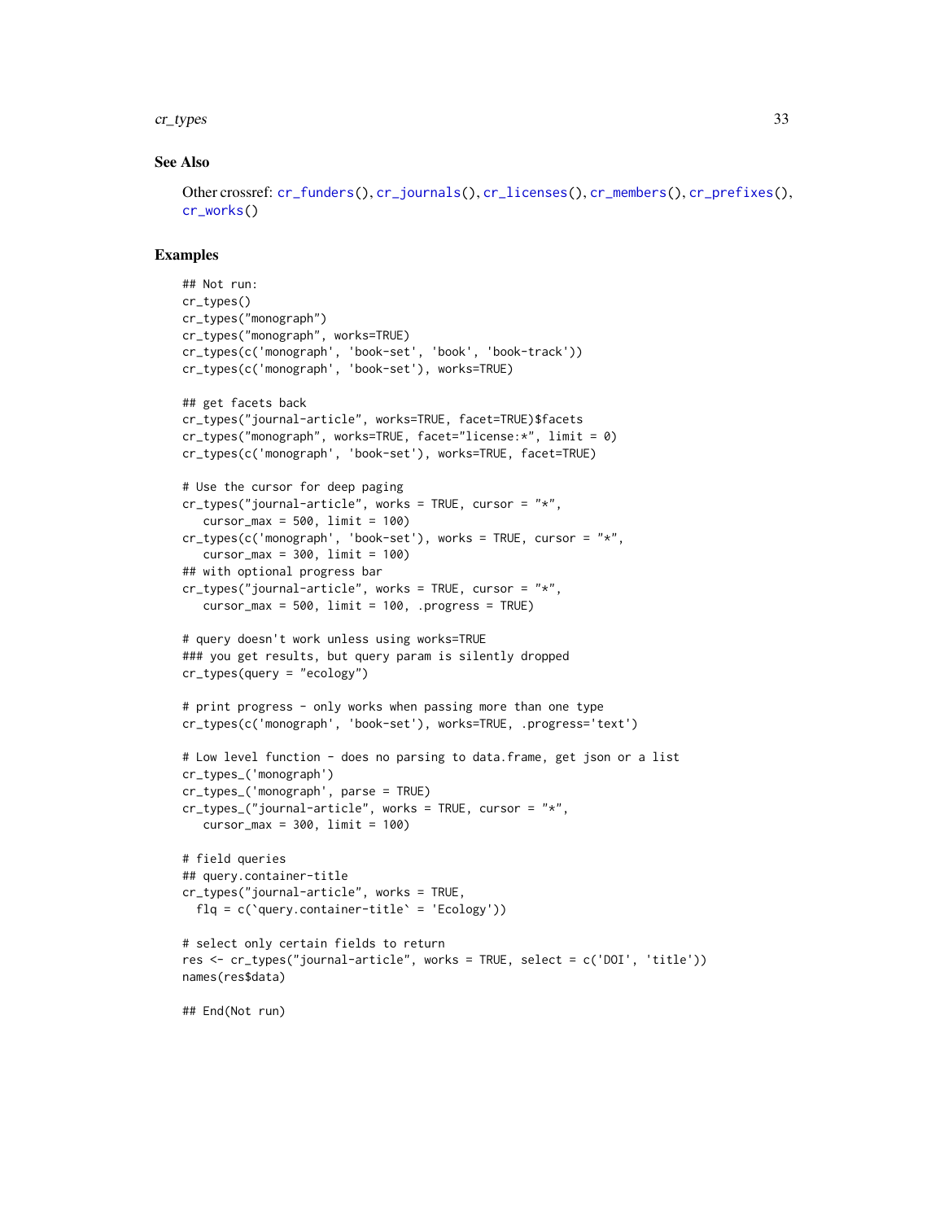### See Also

Other crossref: `cr_funders()`, `cr_journals()`, `cr_licenses()`, `cr_members()`, `cr_prefixes()`, `cr_works()`

### Examples

```
## Not run:
cr_types()
cr_types("monograph")
cr_types("monograph", works=TRUE)
cr_types(c('monograph', 'book-set', 'book', 'book-track'))
cr_types(c('monograph', 'book-set'), works=TRUE)

## get facets back
cr_types("journal-article", works=TRUE, facet=TRUE)$facets
cr_types("monograph", works=TRUE, facet="license:*", limit = 0)
cr_types(c('monograph', 'book-set'), works=TRUE, facet=TRUE)

# Use the cursor for deep paging
cr_types("journal-article", works = TRUE, cursor = "*",
   cursor_max = 500, limit = 100)
cr_types(c('monograph', 'book-set'), works = TRUE, cursor = "*",
   cursor_max = 300, limit = 100)
## with optional progress bar
cr_types("journal-article", works = TRUE, cursor = "*",
   cursor_max = 500, limit = 100, .progress = TRUE)

# query doesn't work unless using works=TRUE
### you get results, but query param is silently dropped
cr_types(query = "ecology")

# print progress - only works when passing more than one type
cr_types(c('monograph', 'book-set'), works=TRUE, .progress='text')

# Low level function - does no parsing to data.frame, get json or a list
cr_types_('monograph')
cr_types_('monograph', parse = TRUE)
cr_types_("journal-article", works = TRUE, cursor = "*",
   cursor_max = 300, limit = 100)

# field queries
## query.container-title
cr_types("journal-article", works = TRUE,
  flq = c(`query.container-title` = 'Ecology'))

# select only certain fields to return
res <- cr_types("journal-article", works = TRUE, select = c('DOI', 'title'))
names(res$data)

## End(Not run)
```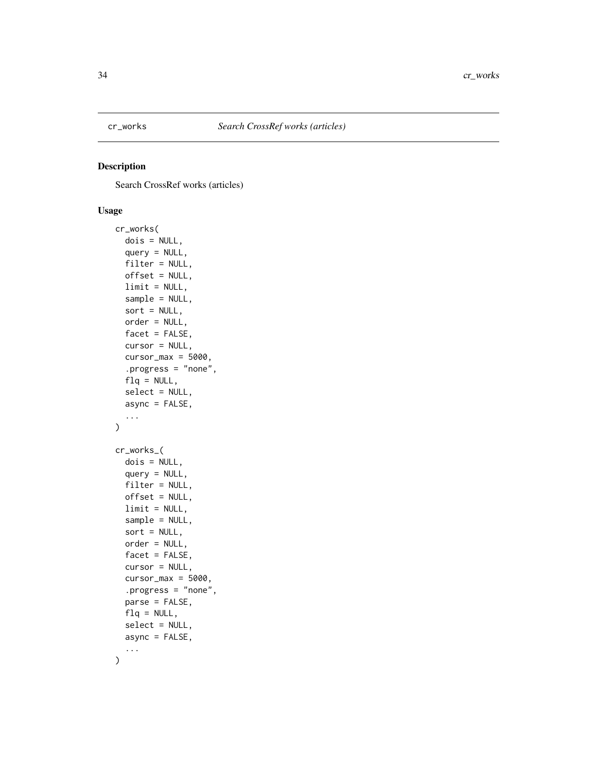cr_works — *Search CrossRef works (articles)*

## Description

Search CrossRef works (articles)

## Usage

```
cr_works(
  dois = NULL,
  query = NULL,
  filter = NULL,
  offset = NULL,
  limit = NULL,
  sample = NULL,
  sort = NULL,
  order = NULL,
  facet = FALSE,
  cursor = NULL,
  cursor_max = 5000,
  .progress = "none",
  flq = NULL,
  select = NULL,
  async = FALSE,
  ...
)

cr_works_(
  dois = NULL,
  query = NULL,
  filter = NULL,
  offset = NULL,
  limit = NULL,
  sample = NULL,
  sort = NULL,
  order = NULL,
  facet = FALSE,
  cursor = NULL,
  cursor_max = 5000,
  .progress = "none",
  parse = FALSE,
  flq = NULL,
  select = NULL,
  async = FALSE,
  ...
)
```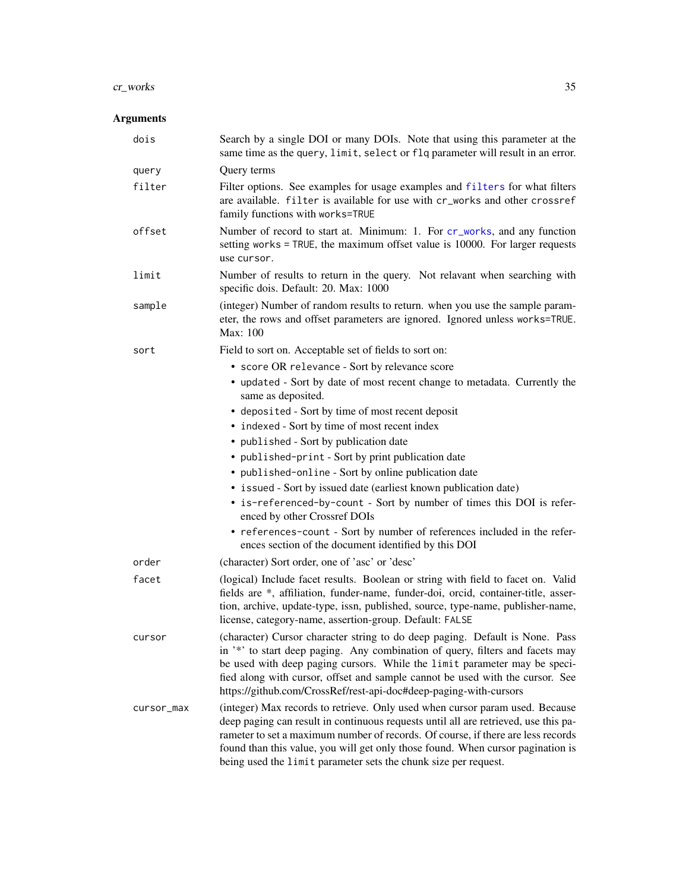## Arguments

| | |
|---|---|
| `dois` | Search by a single DOI or many DOIs. Note that using this parameter at the same time as the `query`, `limit`, `select` or `flq` parameter will result in an error. |
| `query` | Query terms |
| `filter` | Filter options. See examples for usage examples and `filters` for what filters are available. `filter` is available for use with `cr_works` and other `crossref` family functions with `works=TRUE` |
| `offset` | Number of record to start at. Minimum: 1. For `cr_works`, and any function setting `works = TRUE`, the maximum offset value is 10000. For larger requests use `cursor`. |
| `limit` | Number of results to return in the query. Not relavant when searching with specific dois. Default: 20. Max: 1000 |
| `sample` | (integer) Number of random results to return. when you use the sample parameter, the rows and offset parameters are ignored. Ignored unless `works=TRUE`. Max: 100 |
| `sort` | Field to sort on. Acceptable set of fields to sort on:<br>• `score` OR `relevance` - Sort by relevance score<br>• `updated` - Sort by date of most recent change to metadata. Currently the same as deposited.<br>• `deposited` - Sort by time of most recent deposit<br>• `indexed` - Sort by time of most recent index<br>• `published` - Sort by publication date<br>• `published-print` - Sort by print publication date<br>• `published-online` - Sort by online publication date<br>• `issued` - Sort by issued date (earliest known publication date)<br>• `is-referenced-by-count` - Sort by number of times this DOI is referenced by other Crossref DOIs<br>• `references-count` - Sort by number of references included in the references section of the document identified by this DOI |
| `order` | (character) Sort order, one of 'asc' or 'desc' |
| `facet` | (logical) Include facet results. Boolean or string with field to facet on. Valid fields are *, affiliation, funder-name, funder-doi, orcid, container-title, assertion, archive, update-type, issn, published, source, type-name, publisher-name, license, category-name, assertion-group. Default: `FALSE` |
| `cursor` | (character) Cursor character string to do deep paging. Default is None. Pass in '*' to start deep paging. Any combination of query, filters and facets may be used with deep paging cursors. While the `limit` parameter may be specified along with cursor, offset and sample cannot be used with the cursor. See https://github.com/CrossRef/rest-api-doc#deep-paging-with-cursors |
| `cursor_max` | (integer) Max records to retrieve. Only used when cursor param used. Because deep paging can result in continuous requests until all are retrieved, use this parameter to set a maximum number of records. Of course, if there are less records found than this value, you will get only those found. When cursor pagination is being used the `limit` parameter sets the chunk size per request. |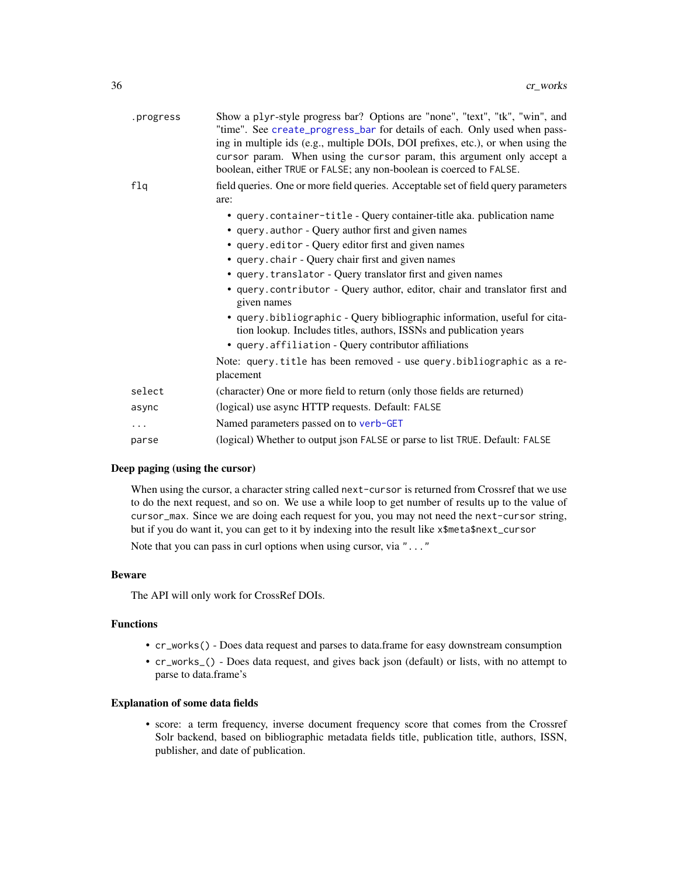| | |
|---|---|
| .progress | Show a plyr-style progress bar? Options are "none", "text", "tk", "win", and "time". See create_progress_bar for details of each. Only used when passing in multiple ids (e.g., multiple DOIs, DOI prefixes, etc.), or when using the cursor param. When using the cursor param, this argument only accept a boolean, either TRUE or FALSE; any non-boolean is coerced to FALSE. |
| flq | field queries. One or more field queries. Acceptable set of field query parameters are:<br>• query.container-title - Query container-title aka. publication name<br>• query.author - Query author first and given names<br>• query.editor - Query editor first and given names<br>• query.chair - Query chair first and given names<br>• query.translator - Query translator first and given names<br>• query.contributor - Query author, editor, chair and translator first and given names<br>• query.bibliographic - Query bibliographic information, useful for citation lookup. Includes titles, authors, ISSNs and publication years<br>• query.affiliation - Query contributor affiliations<br>Note: query.title has been removed - use query.bibliographic as a replacement |
| select | (character) One or more field to return (only those fields are returned) |
| async | (logical) use async HTTP requests. Default: FALSE |
| ... | Named parameters passed on to verb-GET |
| parse | (logical) Whether to output json FALSE or parse to list TRUE. Default: FALSE |

### Deep paging (using the cursor)

When using the cursor, a character string called next-cursor is returned from Crossref that we use to do the next request, and so on. We use a while loop to get number of results up to the value of cursor_max. Since we are doing each request for you, you may not need the next-cursor string, but if you do want it, you can get to it by indexing into the result like x$meta$next_cursor

Note that you can pass in curl options when using cursor, via "..."

### Beware

The API will only work for CrossRef DOIs.

### Functions

- cr_works() - Does data request and parses to data.frame for easy downstream consumption
- cr_works_() - Does data request, and gives back json (default) or lists, with no attempt to parse to data.frame's

### Explanation of some data fields

- score: a term frequency, inverse document frequency score that comes from the Crossref Solr backend, based on bibliographic metadata fields title, publication title, authors, ISSN, publisher, and date of publication.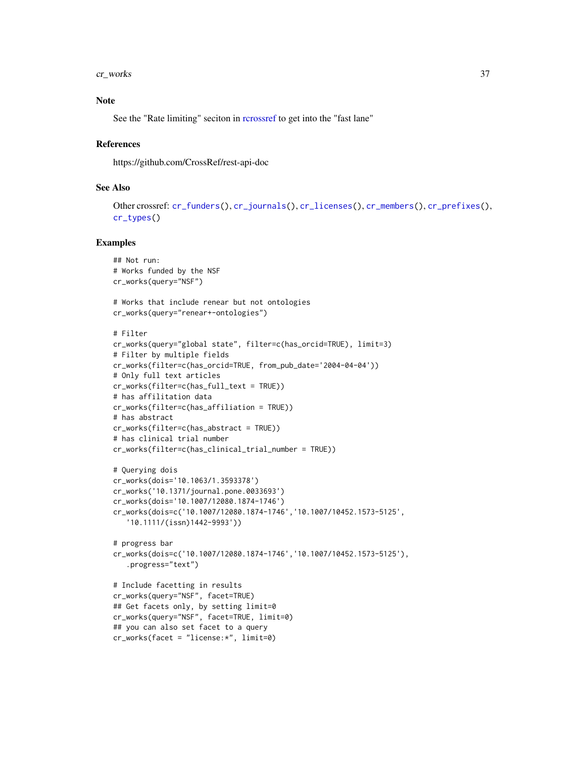## Note

See the "Rate limiting" seciton in rcrossref to get into the "fast lane"

## References

https://github.com/CrossRef/rest-api-doc

## See Also

Other crossref: `cr_funders()`, `cr_journals()`, `cr_licenses()`, `cr_members()`, `cr_prefixes()`, `cr_types()`

## Examples

```
## Not run:
# Works funded by the NSF
cr_works(query="NSF")

# Works that include renear but not ontologies
cr_works(query="renear+-ontologies")

# Filter
cr_works(query="global state", filter=c(has_orcid=TRUE), limit=3)
# Filter by multiple fields
cr_works(filter=c(has_orcid=TRUE, from_pub_date='2004-04-04'))
# Only full text articles
cr_works(filter=c(has_full_text = TRUE))
# has affilitation data
cr_works(filter=c(has_affiliation = TRUE))
# has abstract
cr_works(filter=c(has_abstract = TRUE))
# has clinical trial number
cr_works(filter=c(has_clinical_trial_number = TRUE))

# Querying dois
cr_works(dois='10.1063/1.3593378')
cr_works('10.1371/journal.pone.0033693')
cr_works(dois='10.1007/12080.1874-1746')
cr_works(dois=c('10.1007/12080.1874-1746','10.1007/10452.1573-5125',
   '10.1111/(issn)1442-9993'))

# progress bar
cr_works(dois=c('10.1007/12080.1874-1746','10.1007/10452.1573-5125'),
   .progress="text")

# Include facetting in results
cr_works(query="NSF", facet=TRUE)
## Get facets only, by setting limit=0
cr_works(query="NSF", facet=TRUE, limit=0)
## you can also set facet to a query
cr_works(facet = "license:*", limit=0)
```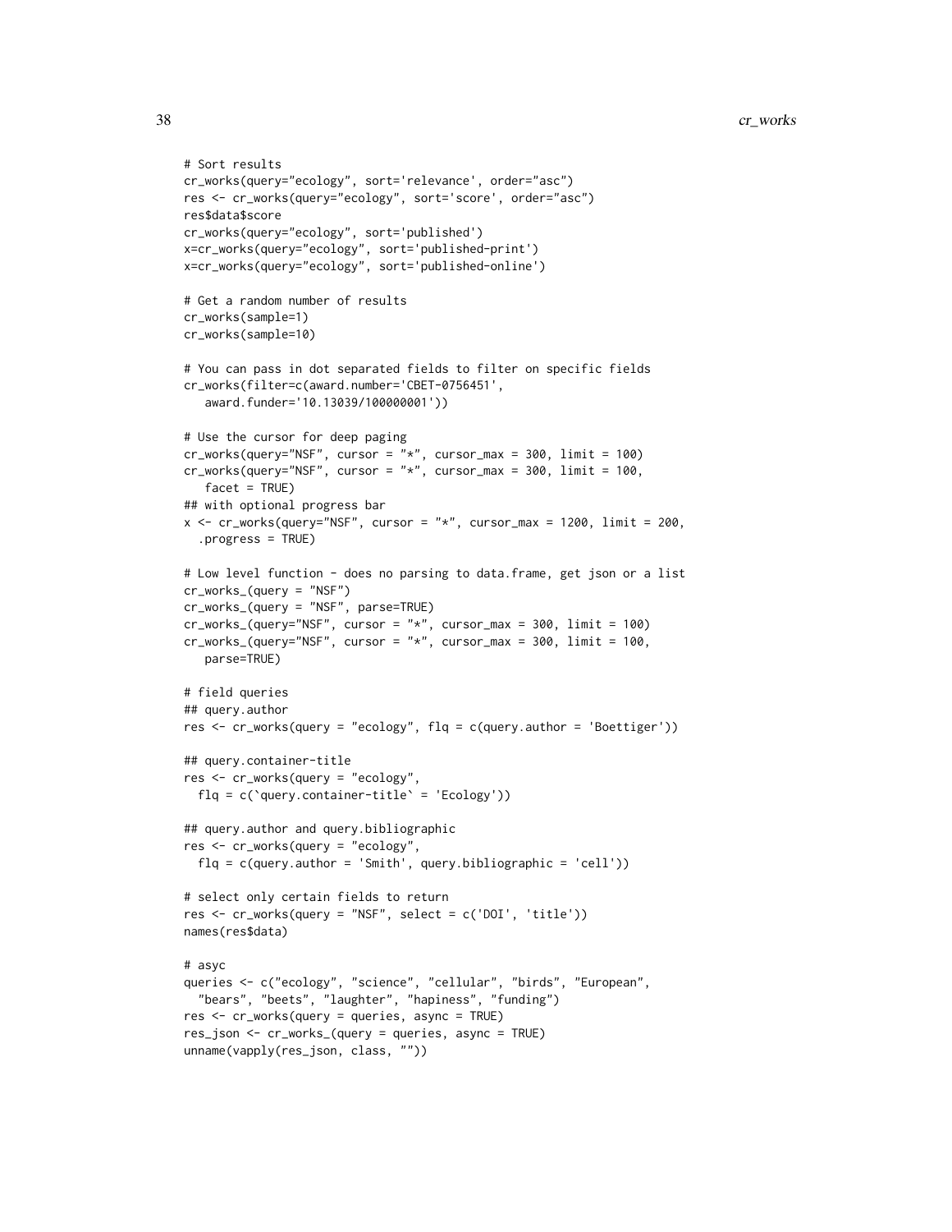```
# Sort results
cr_works(query="ecology", sort='relevance', order="asc")
res <- cr_works(query="ecology", sort='score', order="asc")
res$data$score
cr_works(query="ecology", sort='published')
x=cr_works(query="ecology", sort='published-print')
x=cr_works(query="ecology", sort='published-online')

# Get a random number of results
cr_works(sample=1)
cr_works(sample=10)

# You can pass in dot separated fields to filter on specific fields
cr_works(filter=c(award.number='CBET-0756451',
   award.funder='10.13039/100000001'))

# Use the cursor for deep paging
cr_works(query="NSF", cursor = "*", cursor_max = 300, limit = 100)
cr_works(query="NSF", cursor = "*", cursor_max = 300, limit = 100,
   facet = TRUE)
## with optional progress bar
x <- cr_works(query="NSF", cursor = "*", cursor_max = 1200, limit = 200,
  .progress = TRUE)

# Low level function - does no parsing to data.frame, get json or a list
cr_works_(query = "NSF")
cr_works_(query = "NSF", parse=TRUE)
cr_works_(query="NSF", cursor = "*", cursor_max = 300, limit = 100)
cr_works_(query="NSF", cursor = "*", cursor_max = 300, limit = 100,
   parse=TRUE)

# field queries
## query.author
res <- cr_works(query = "ecology", flq = c(query.author = 'Boettiger'))

## query.container-title
res <- cr_works(query = "ecology",
  flq = c(`query.container-title` = 'Ecology'))

## query.author and query.bibliographic
res <- cr_works(query = "ecology",
  flq = c(query.author = 'Smith', query.bibliographic = 'cell'))

# select only certain fields to return
res <- cr_works(query = "NSF", select = c('DOI', 'title'))
names(res$data)

# asyc
queries <- c("ecology", "science", "cellular", "birds", "European",
  "bears", "beets", "laughter", "hapiness", "funding")
res <- cr_works(query = queries, async = TRUE)
res_json <- cr_works_(query = queries, async = TRUE)
unname(vapply(res_json, class, ""))
```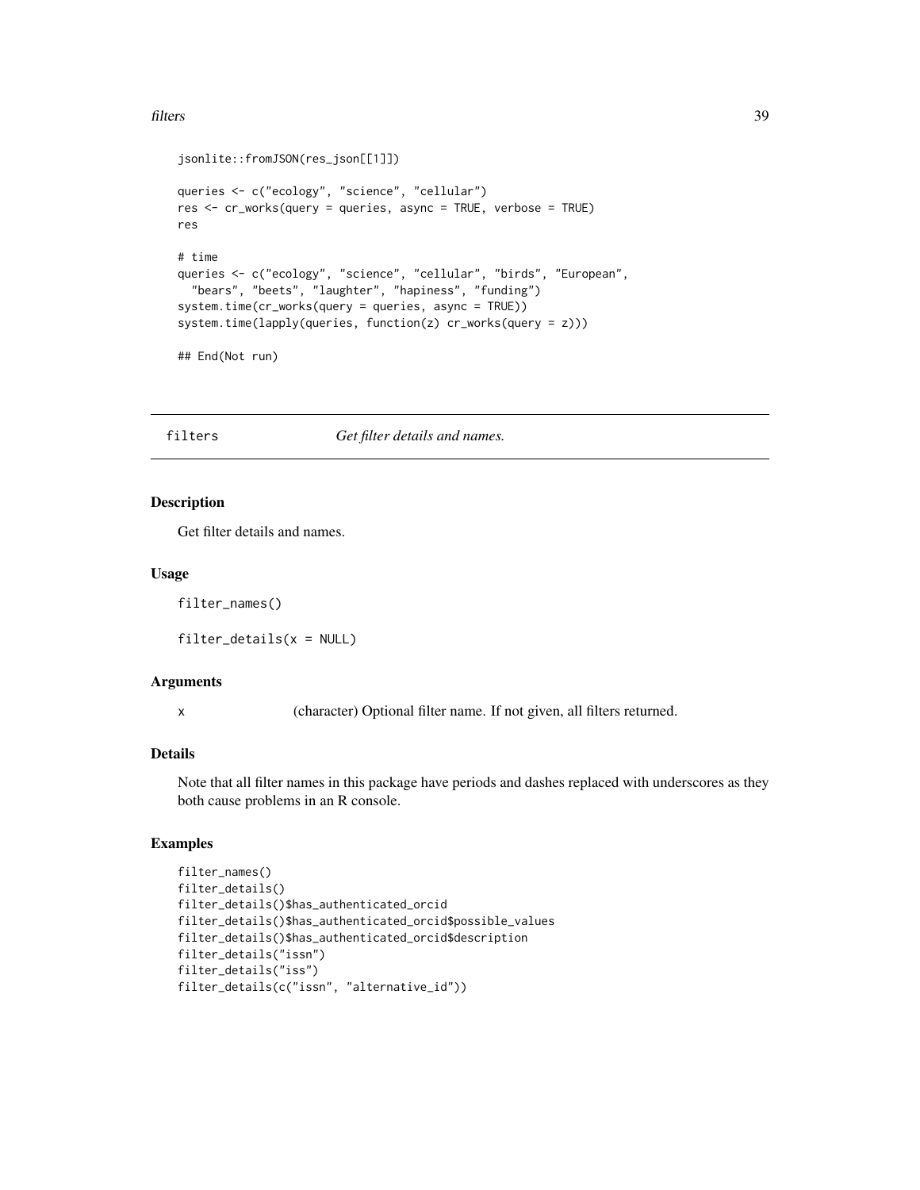```
jsonlite::fromJSON(res_json[[1]])

queries <- c("ecology", "science", "cellular")
res <- cr_works(query = queries, async = TRUE, verbose = TRUE)
res

# time
queries <- c("ecology", "science", "cellular", "birds", "European",
  "bears", "beets", "laughter", "hapiness", "funding")
system.time(cr_works(query = queries, async = TRUE))
system.time(lapply(queries, function(z) cr_works(query = z)))

## End(Not run)
```

## filters — *Get filter details and names.*

### Description

Get filter details and names.

### Usage

```
filter_names()

filter_details(x = NULL)
```

### Arguments

x (character) Optional filter name. If not given, all filters returned.

### Details

Note that all filter names in this package have periods and dashes replaced with underscores as they both cause problems in an R console.

### Examples

```
filter_names()
filter_details()
filter_details()$has_authenticated_orcid
filter_details()$has_authenticated_orcid$possible_values
filter_details()$has_authenticated_orcid$description
filter_details("issn")
filter_details("iss")
filter_details(c("issn", "alternative_id"))
```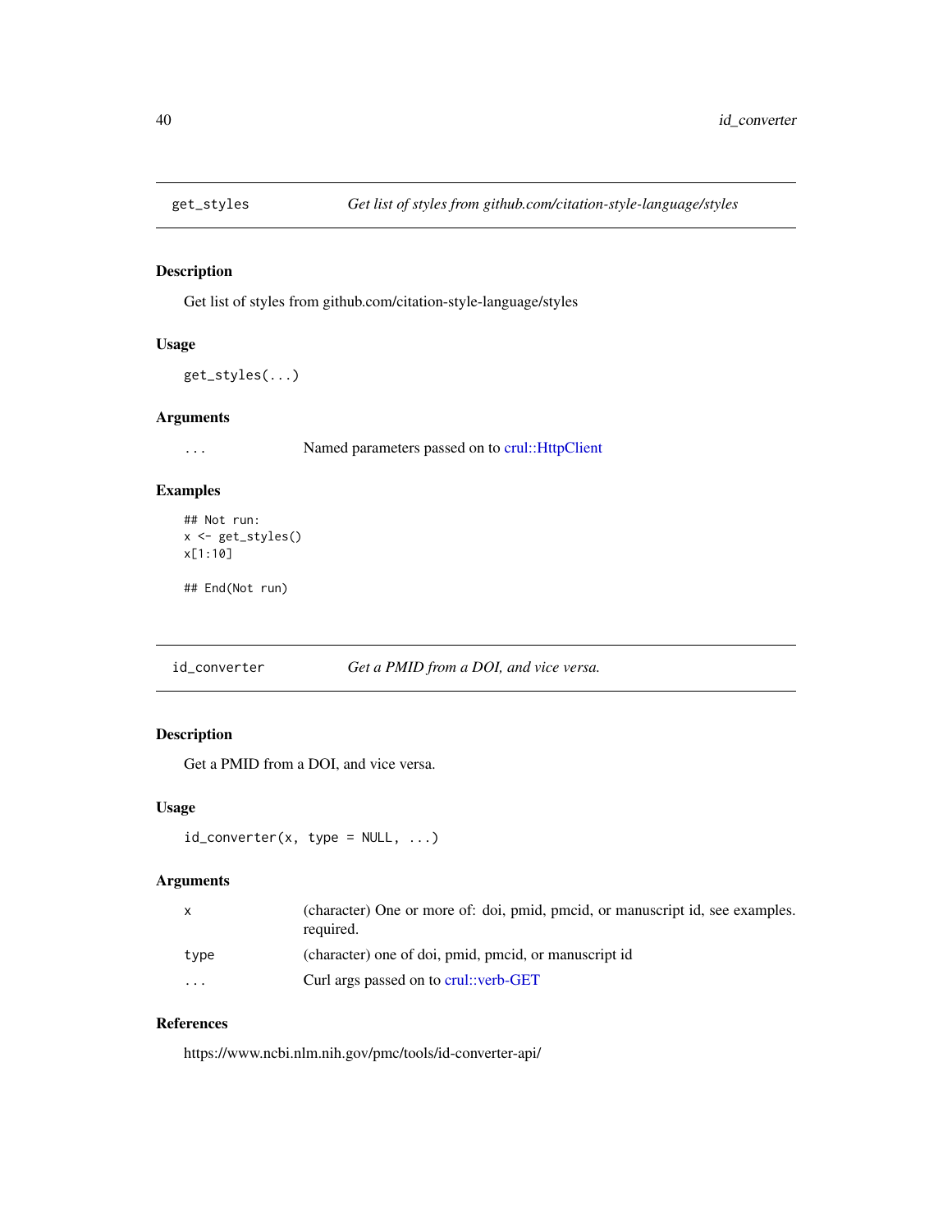## get_styles *Get list of styles from github.com/citation-style-language/styles*

### Description

Get list of styles from github.com/citation-style-language/styles

### Usage

```
get_styles(...)
```

### Arguments

| | |
|---|---|
| ... | Named parameters passed on to crul::HttpClient |

### Examples

```
## Not run:
x <- get_styles()
x[1:10]

## End(Not run)
```

## id_converter *Get a PMID from a DOI, and vice versa.*

### Description

Get a PMID from a DOI, and vice versa.

### Usage

```
id_converter(x, type = NULL, ...)
```

### Arguments

| | |
|---|---|
| x | (character) One or more of: doi, pmid, pmcid, or manuscript id, see examples. required. |
| type | (character) one of doi, pmid, pmcid, or manuscript id |
| ... | Curl args passed on to crul::verb-GET |

### References

https://www.ncbi.nlm.nih.gov/pmc/tools/id-converter-api/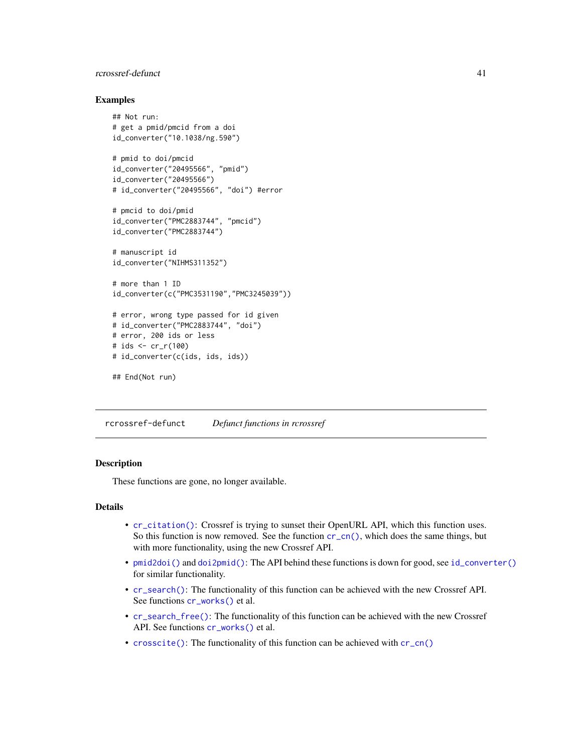## Examples

```
## Not run:
# get a pmid/pmcid from a doi
id_converter("10.1038/ng.590")

# pmid to doi/pmcid
id_converter("20495566", "pmid")
id_converter("20495566")
# id_converter("20495566", "doi") #error

# pmcid to doi/pmid
id_converter("PMC2883744", "pmcid")
id_converter("PMC2883744")

# manuscript id
id_converter("NIHMS311352")

# more than 1 ID
id_converter(c("PMC3531190","PMC3245039"))

# error, wrong type passed for id given
# id_converter("PMC2883744", "doi")
# error, 200 ids or less
# ids <- cr_r(100)
# id_converter(c(ids, ids, ids))

## End(Not run)
```

---

rcrossref-defunct    *Defunct functions in rcrossref*

---

## Description

These functions are gone, no longer available.

## Details

- `cr_citation()`: Crossref is trying to sunset their OpenURL API, which this function uses. So this function is now removed. See the function `cr_cn()`, which does the same things, but with more functionality, using the new Crossref API.
- `pmid2doi()` and `doi2pmid()`: The API behind these functions is down for good, see `id_converter()` for similar functionality.
- `cr_search()`: The functionality of this function can be achieved with the new Crossref API. See functions `cr_works()` et al.
- `cr_search_free()`: The functionality of this function can be achieved with the new Crossref API. See functions `cr_works()` et al.
- `crosscite()`: The functionality of this function can be achieved with `cr_cn()`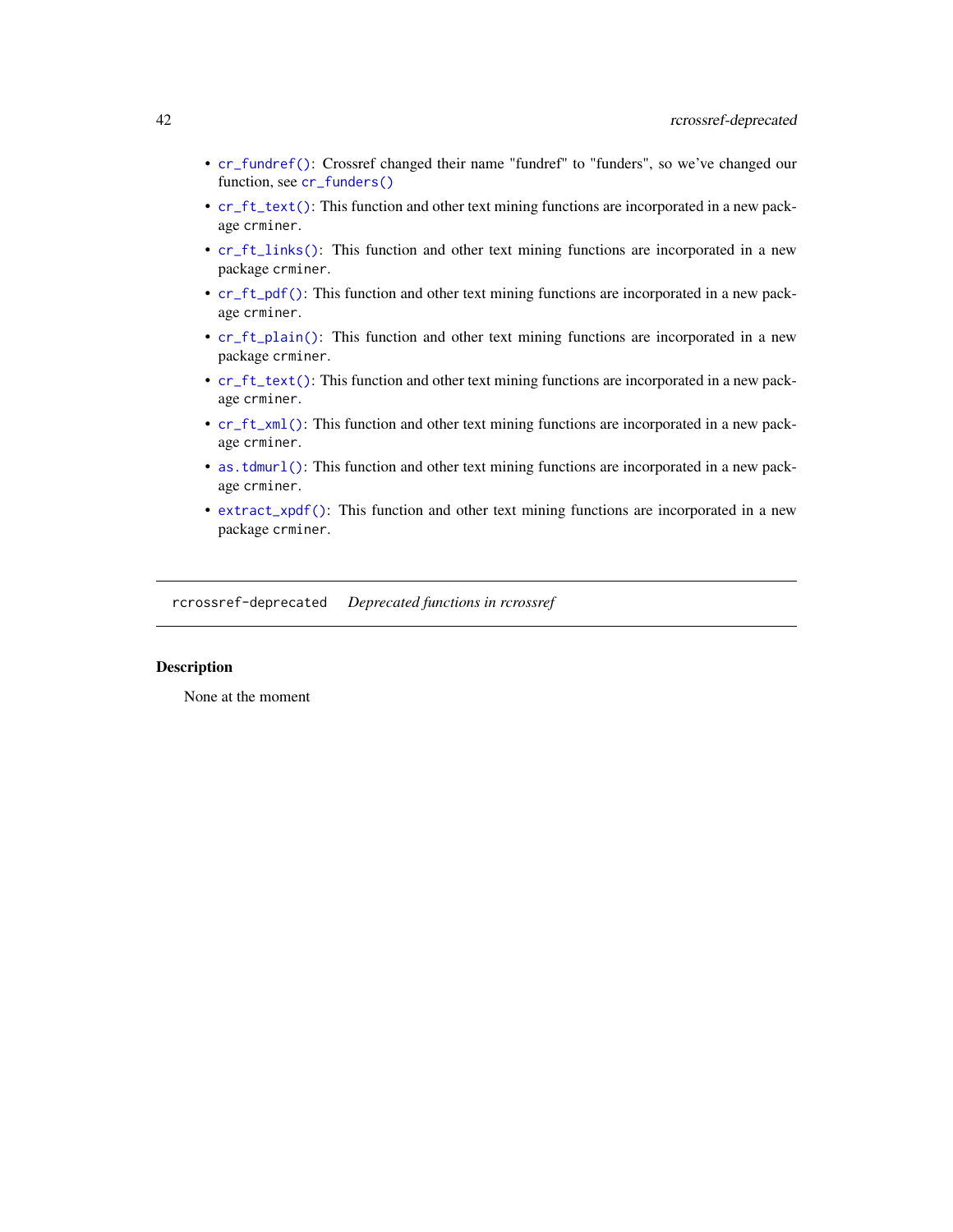- `cr_fundref()`: Crossref changed their name "fundref" to "funders", so we've changed our function, see `cr_funders()`
- `cr_ft_text()`: This function and other text mining functions are incorporated in a new package `crminer`.
- `cr_ft_links()`: This function and other text mining functions are incorporated in a new package `crminer`.
- `cr_ft_pdf()`: This function and other text mining functions are incorporated in a new package `crminer`.
- `cr_ft_plain()`: This function and other text mining functions are incorporated in a new package `crminer`.
- `cr_ft_text()`: This function and other text mining functions are incorporated in a new package `crminer`.
- `cr_ft_xml()`: This function and other text mining functions are incorporated in a new package `crminer`.
- `as.tdmurl()`: This function and other text mining functions are incorporated in a new package `crminer`.
- `extract_xpdf()`: This function and other text mining functions are incorporated in a new package `crminer`.

---

`rcrossref-deprecated` *Deprecated functions in rcrossref*

---

### Description

None at the moment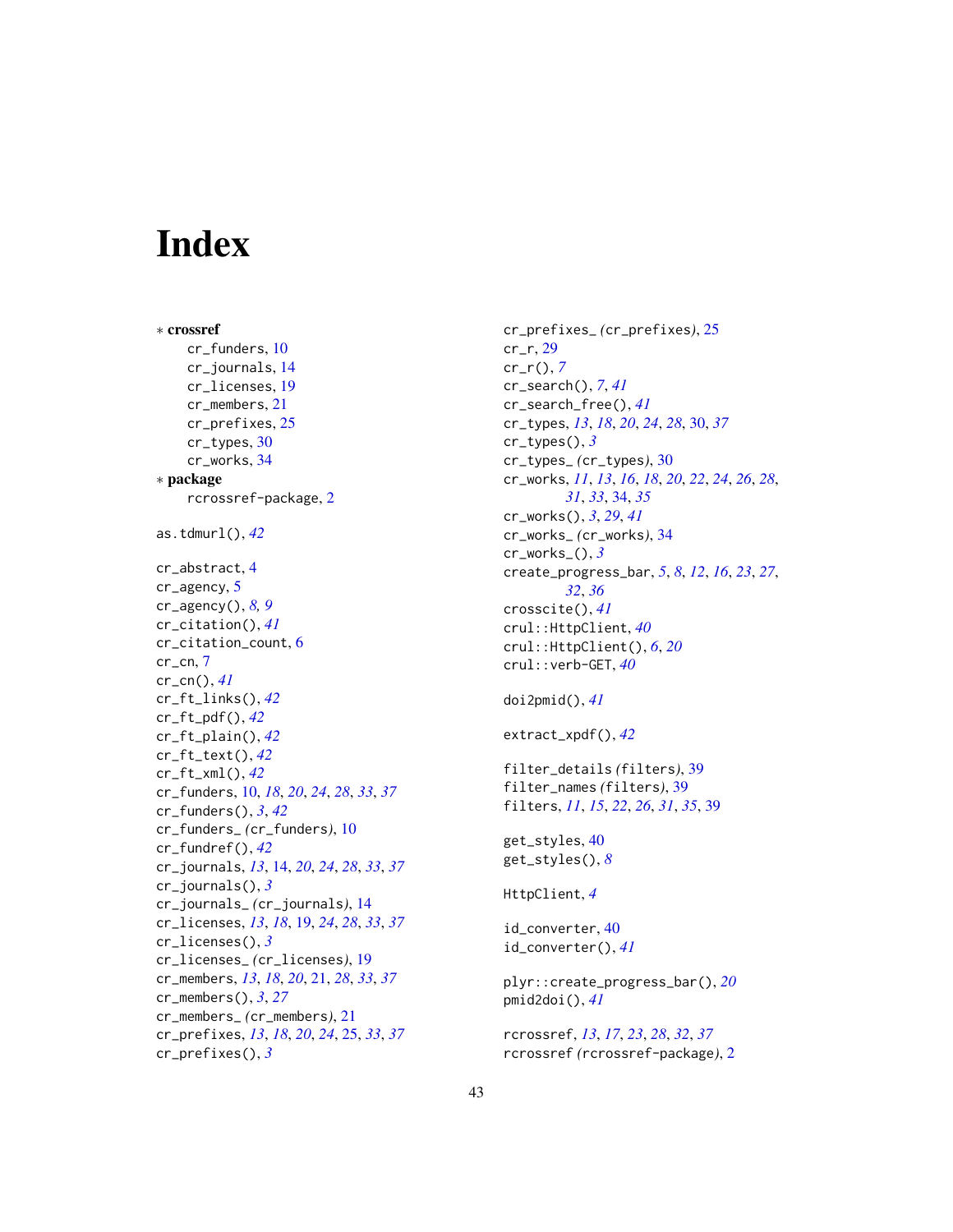# Index

∗ **crossref**
- cr_funders, 10
- cr_journals, 14
- cr_licenses, 19
- cr_members, 21
- cr_prefixes, 25
- cr_types, 30
- cr_works, 34

∗ **package**
- rcrossref-package, 2

as.tdmurl(), *42*

cr_abstract, 4
cr_agency, 5
cr_agency(), *8, 9*
cr_citation(), *41*
cr_citation_count, 6
cr_cn, 7
cr_cn(), *41*
cr_ft_links(), *42*
cr_ft_pdf(), *42*
cr_ft_plain(), *42*
cr_ft_text(), *42*
cr_ft_xml(), *42*
cr_funders, 10, *18*, *20*, *24*, *28*, *33*, *37*
cr_funders(), *3*, *42*
cr_funders_ (cr_funders), 10
cr_fundref(), *42*
cr_journals, *13*, 14, *20*, *24*, *28*, *33*, *37*
cr_journals(), *3*
cr_journals_ (cr_journals), 14
cr_licenses, *13*, *18*, 19, *24*, *28*, *33*, *37*
cr_licenses(), *3*
cr_licenses_ (cr_licenses), 19
cr_members, *13*, *18*, *20*, 21, *28*, *33*, *37*
cr_members(), *3*, *27*
cr_members_ (cr_members), 21
cr_prefixes, *13*, *18*, *20*, *24*, 25, *33*, *37*
cr_prefixes(), *3*
cr_prefixes_ (cr_prefixes), 25
cr_r, 29
cr_r(), *7*
cr_search(), *7*, *41*
cr_search_free(), *41*
cr_types, *13*, *18*, *20*, *24*, *28*, 30, *37*
cr_types(), *3*
cr_types_ (cr_types), 30
cr_works, *11*, *13*, *16*, *18*, *20*, *22*, *24*, *26*, *28*, *31*, *33*, 34, *35*
cr_works(), *3*, *29*, *41*
cr_works_ (cr_works), 34
cr_works_(), *3*
create_progress_bar, *5*, *8*, *12*, *16*, *23*, *27*, *32*, *36*
crosscite(), *41*
crul::HttpClient, *40*
crul::HttpClient(), *6*, *20*
crul::verb-GET, *40*

doi2pmid(), *41*

extract_xpdf(), *42*

filter_details (filters), 39
filter_names (filters), 39
filters, *11*, *15*, *22*, *26*, *31*, *35*, 39

get_styles, 40
get_styles(), *8*

HttpClient, *4*

id_converter, 40
id_converter(), *41*

plyr::create_progress_bar(), *20*
pmid2doi(), *41*

rcrossref, *13*, *17*, *23*, *28*, *32*, *37*
rcrossref (rcrossref-package), 2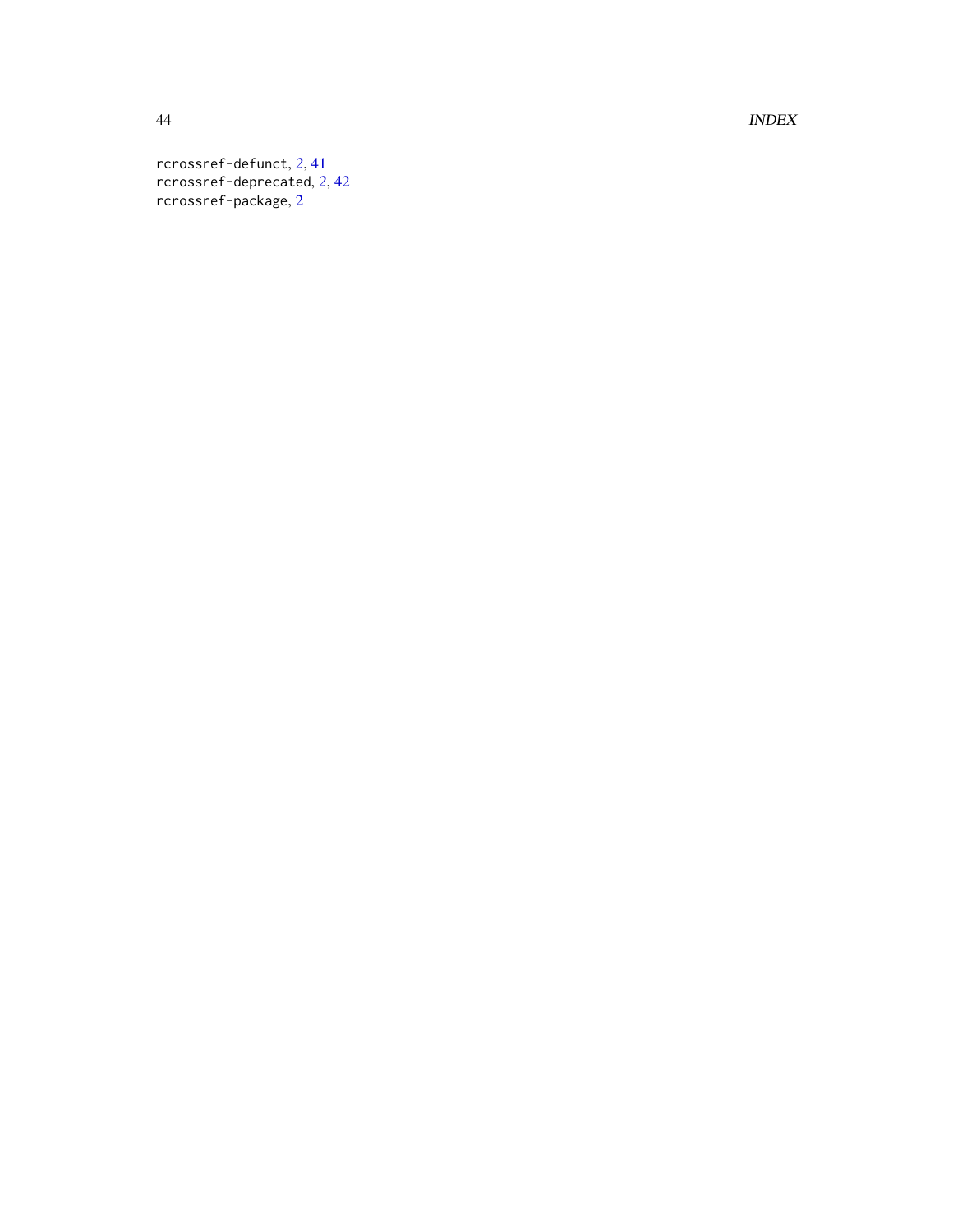rcrossref-defunct, *2*, 41
rcrossref-deprecated, *2*, 42
rcrossref-package, 2